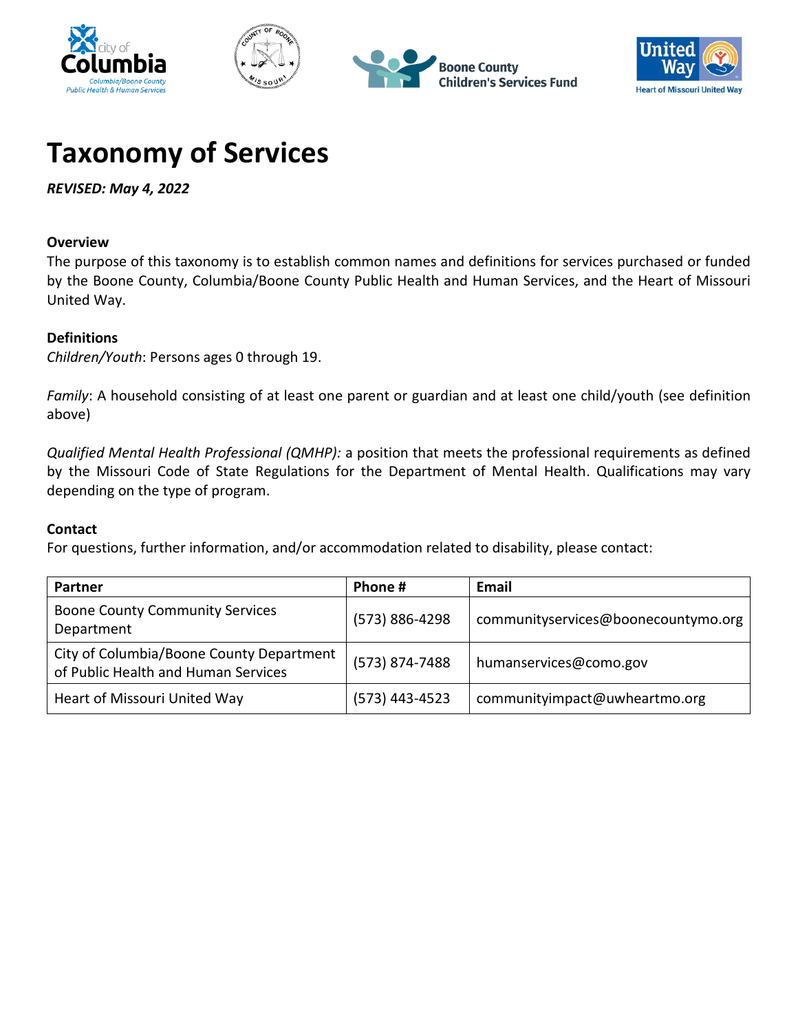# Taxonomy of Services

***REVISED: May 4, 2022***

**Overview**

The purpose of this taxonomy is to establish common names and definitions for services purchased or funded by the Boone County, Columbia/Boone County Public Health and Human Services, and the Heart of Missouri United Way.

**Definitions**

*Children/Youth*: Persons ages 0 through 19.

*Family*: A household consisting of at least one parent or guardian and at least one child/youth (see definition above)

*Qualified Mental Health Professional (QMHP):* a position that meets the professional requirements as defined by the Missouri Code of State Regulations for the Department of Mental Health. Qualifications may vary depending on the type of program.

**Contact**

For questions, further information, and/or accommodation related to disability, please contact:

| Partner | Phone # | Email |
|---|---|---|
| Boone County Community Services Department | (573) 886-4298 | communityservices@boonecountymo.org |
| City of Columbia/Boone County Department of Public Health and Human Services | (573) 874-7488 | humanservices@como.gov |
| Heart of Missouri United Way | (573) 443-4523 | communityimpact@uwheartmo.org |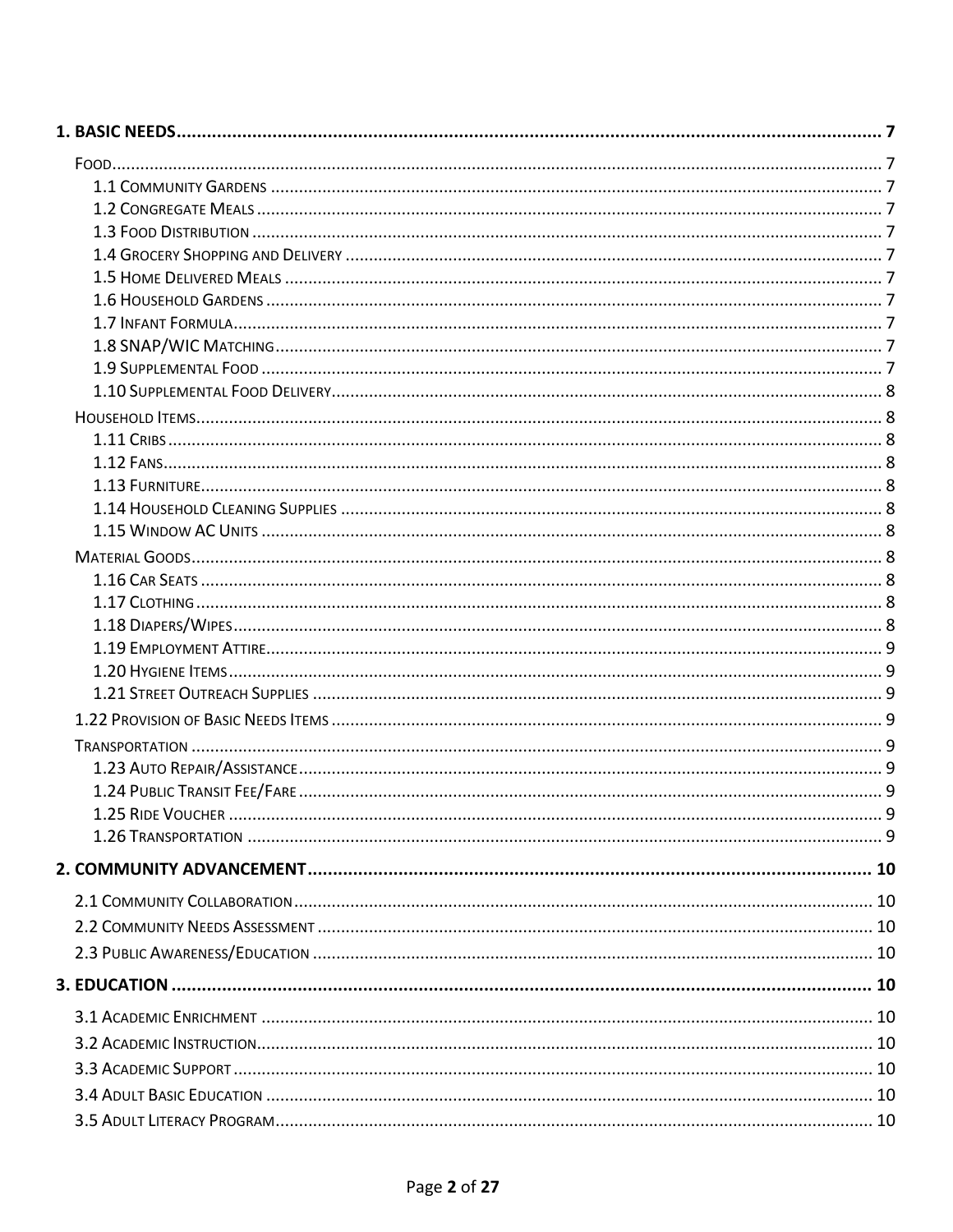1. BASIC NEEDS ..... 7

- Food ..... 7
  - 1.1 Community Gardens ..... 7
  - 1.2 Congregate Meals ..... 7
  - 1.3 Food Distribution ..... 7
  - 1.4 Grocery Shopping and Delivery ..... 7
  - 1.5 Home Delivered Meals ..... 7
  - 1.6 Household Gardens ..... 7
  - 1.7 Infant Formula ..... 7
  - 1.8 SNAP/WIC Matching ..... 7
  - 1.9 Supplemental Food ..... 7
  - 1.10 Supplemental Food Delivery ..... 8
- Household Items ..... 8
  - 1.11 Cribs ..... 8
  - 1.12 Fans ..... 8
  - 1.13 Furniture ..... 8
  - 1.14 Household Cleaning Supplies ..... 8
  - 1.15 Window AC Units ..... 8
- Material Goods ..... 8
  - 1.16 Car Seats ..... 8
  - 1.17 Clothing ..... 8
  - 1.18 Diapers/Wipes ..... 8
  - 1.19 Employment Attire ..... 9
  - 1.20 Hygiene Items ..... 9
  - 1.21 Street Outreach Supplies ..... 9
- 1.22 Provision of Basic Needs Items ..... 9
- Transportation ..... 9
  - 1.23 Auto Repair/Assistance ..... 9
  - 1.24 Public Transit Fee/Fare ..... 9
  - 1.25 Ride Voucher ..... 9
  - 1.26 Transportation ..... 9

2. COMMUNITY ADVANCEMENT ..... 10

- 2.1 Community Collaboration ..... 10
- 2.2 Community Needs Assessment ..... 10
- 2.3 Public Awareness/Education ..... 10

3. EDUCATION ..... 10

- 3.1 Academic Enrichment ..... 10
- 3.2 Academic Instruction ..... 10
- 3.3 Academic Support ..... 10
- 3.4 Adult Basic Education ..... 10
- 3.5 Adult Literacy Program ..... 10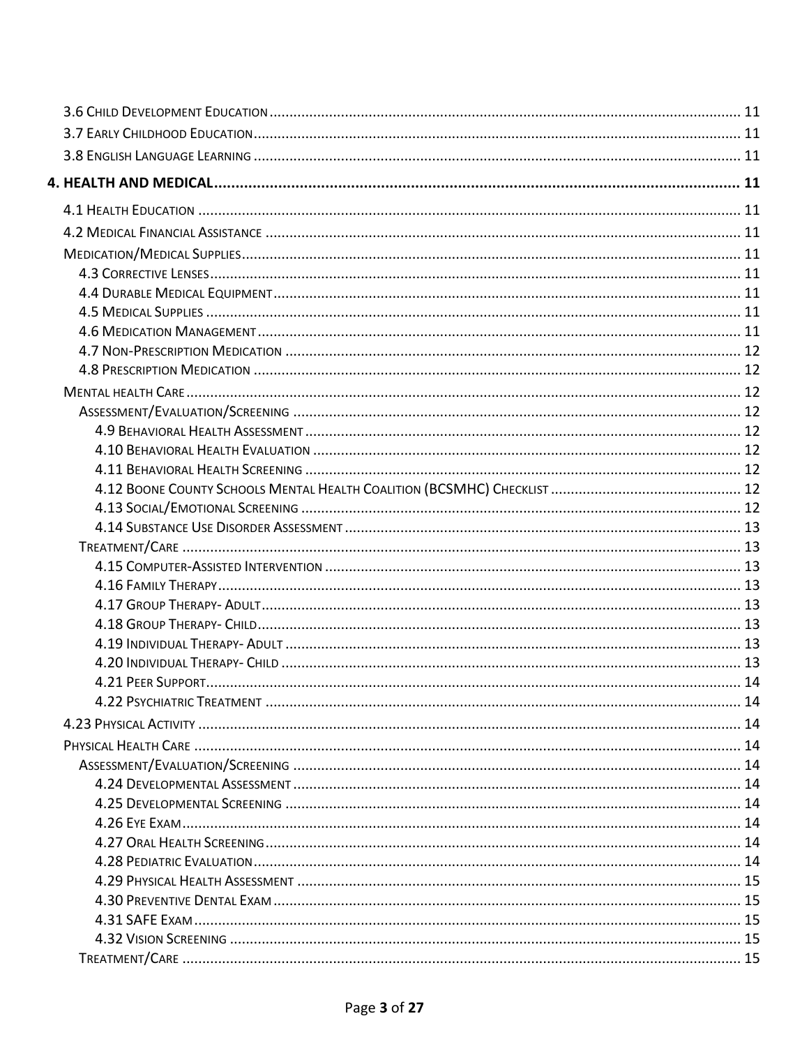- 3.6 Child Development Education ..... 11
- 3.7 Early Childhood Education ..... 11
- 3.8 English Language Learning ..... 11

**4. HEALTH AND MEDICAL ..... 11**

- 4.1 Health Education ..... 11
- 4.2 Medical Financial Assistance ..... 11
- Medication/Medical Supplies ..... 11
  - 4.3 Corrective Lenses ..... 11
  - 4.4 Durable Medical Equipment ..... 11
  - 4.5 Medical Supplies ..... 11
  - 4.6 Medication Management ..... 11
  - 4.7 Non-Prescription Medication ..... 12
  - 4.8 Prescription Medication ..... 12
- Mental health Care ..... 12
  - Assessment/Evaluation/Screening ..... 12
    - 4.9 Behavioral Health Assessment ..... 12
    - 4.10 Behavioral Health Evaluation ..... 12
    - 4.11 Behavioral Health Screening ..... 12
    - 4.12 Boone County Schools Mental Health Coalition (BCSMHC) Checklist ..... 12
    - 4.13 Social/Emotional Screening ..... 12
    - 4.14 Substance Use Disorder Assessment ..... 13
  - Treatment/Care ..... 13
    - 4.15 Computer-Assisted Intervention ..... 13
    - 4.16 Family Therapy ..... 13
    - 4.17 Group Therapy- Adult ..... 13
    - 4.18 Group Therapy- Child ..... 13
    - 4.19 Individual Therapy- Adult ..... 13
    - 4.20 Individual Therapy- Child ..... 13
    - 4.21 Peer Support ..... 14
    - 4.22 Psychiatric Treatment ..... 14
- 4.23 Physical Activity ..... 14
- Physical Health Care ..... 14
  - Assessment/Evaluation/Screening ..... 14
    - 4.24 Developmental Assessment ..... 14
    - 4.25 Developmental Screening ..... 14
    - 4.26 Eye Exam ..... 14
    - 4.27 Oral Health Screening ..... 14
    - 4.28 Pediatric Evaluation ..... 14
    - 4.29 Physical Health Assessment ..... 15
    - 4.30 Preventive Dental Exam ..... 15
    - 4.31 SAFE Exam ..... 15
    - 4.32 Vision Screening ..... 15
  - Treatment/Care ..... 15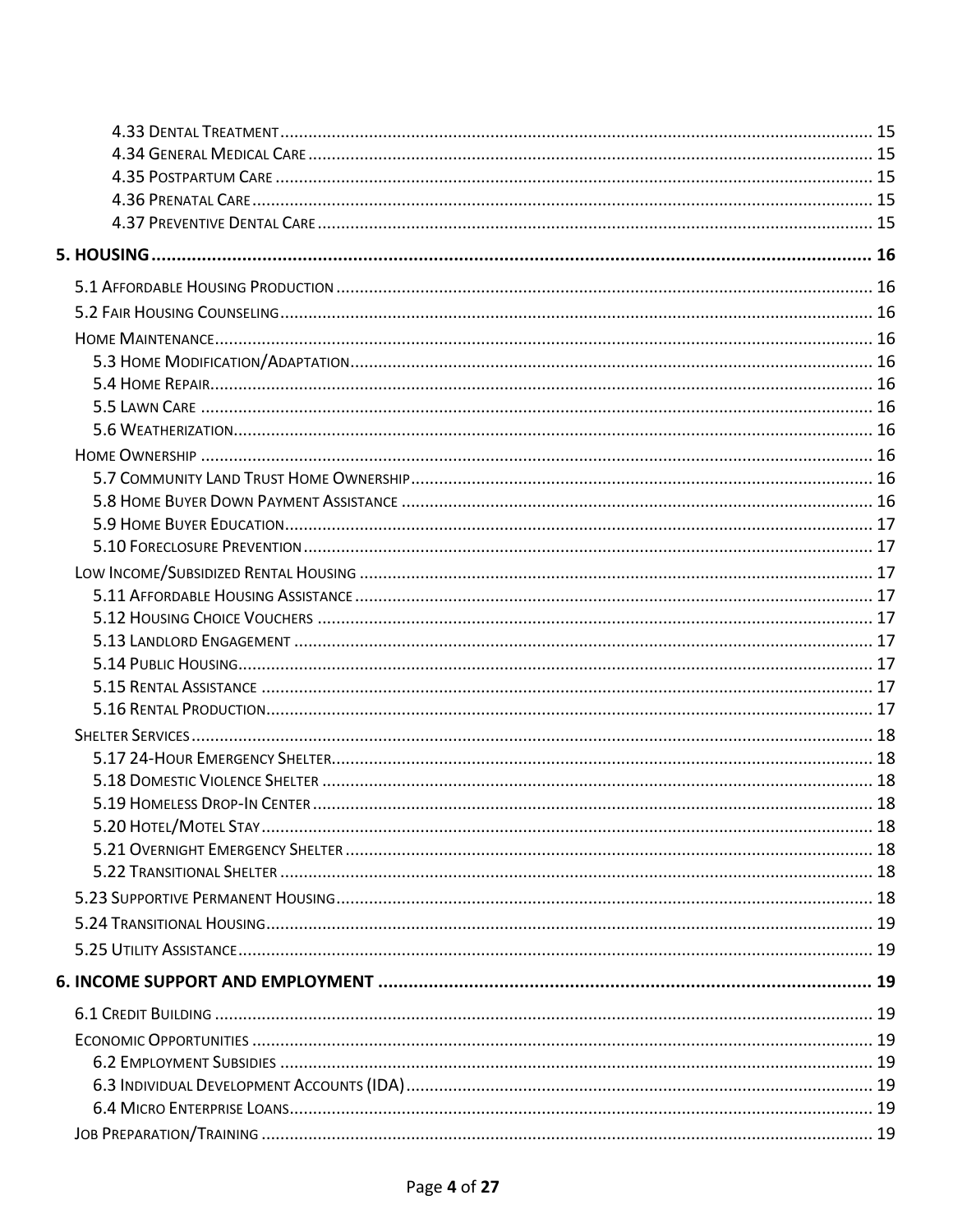4.33 Dental Treatment ........ 15
4.34 General Medical Care ........ 15
4.35 Postpartum Care ........ 15
4.36 Prenatal Care ........ 15
4.37 Preventive Dental Care ........ 15

**5. HOUSING ........ 16**

5.1 Affordable Housing Production ........ 16
5.2 Fair Housing Counseling ........ 16
Home Maintenance ........ 16
5.3 Home Modification/Adaptation ........ 16
5.4 Home Repair ........ 16
5.5 Lawn Care ........ 16
5.6 Weatherization ........ 16
Home Ownership ........ 16
5.7 Community Land Trust Home Ownership ........ 16
5.8 Home Buyer Down Payment Assistance ........ 16
5.9 Home Buyer Education ........ 17
5.10 Foreclosure Prevention ........ 17
Low Income/Subsidized Rental Housing ........ 17
5.11 Affordable Housing Assistance ........ 17
5.12 Housing Choice Vouchers ........ 17
5.13 Landlord Engagement ........ 17
5.14 Public Housing ........ 17
5.15 Rental Assistance ........ 17
5.16 Rental Production ........ 17
Shelter Services ........ 18
5.17 24-Hour Emergency Shelter ........ 18
5.18 Domestic Violence Shelter ........ 18
5.19 Homeless Drop-In Center ........ 18
5.20 Hotel/Motel Stay ........ 18
5.21 Overnight Emergency Shelter ........ 18
5.22 Transitional Shelter ........ 18
5.23 Supportive Permanent Housing ........ 18
5.24 Transitional Housing ........ 19
5.25 Utility Assistance ........ 19

**6. INCOME SUPPORT AND EMPLOYMENT ........ 19**

6.1 Credit Building ........ 19
Economic Opportunities ........ 19
6.2 Employment Subsidies ........ 19
6.3 Individual Development Accounts (IDA) ........ 19
6.4 Micro Enterprise Loans ........ 19
Job Preparation/Training ........ 19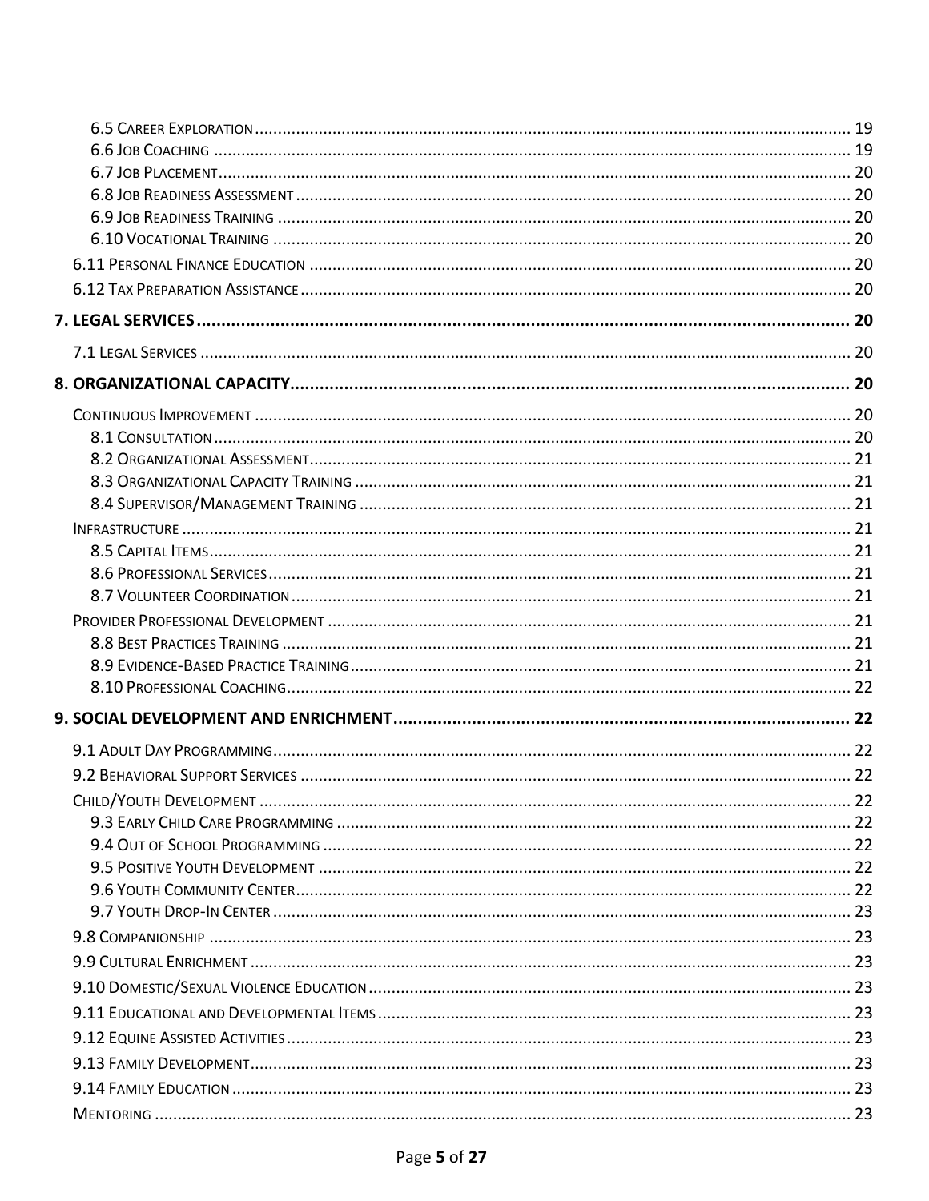6.5 Career Exploration ... 19
6.6 Job Coaching ... 19
6.7 Job Placement ... 20
6.8 Job Readiness Assessment ... 20
6.9 Job Readiness Training ... 20
6.10 Vocational Training ... 20
6.11 Personal Finance Education ... 20
6.12 Tax Preparation Assistance ... 20

**7. LEGAL SERVICES ... 20**

7.1 Legal Services ... 20

**8. ORGANIZATIONAL CAPACITY ... 20**

Continuous Improvement ... 20
8.1 Consultation ... 20
8.2 Organizational Assessment ... 21
8.3 Organizational Capacity Training ... 21
8.4 Supervisor/Management Training ... 21
Infrastructure ... 21
8.5 Capital Items ... 21
8.6 Professional Services ... 21
8.7 Volunteer Coordination ... 21
Provider Professional Development ... 21
8.8 Best Practices Training ... 21
8.9 Evidence-Based Practice Training ... 21
8.10 Professional Coaching ... 22

**9. SOCIAL DEVELOPMENT AND ENRICHMENT ... 22**

9.1 Adult Day Programming ... 22
9.2 Behavioral Support Services ... 22
Child/Youth Development ... 22
9.3 Early Child Care Programming ... 22
9.4 Out of School Programming ... 22
9.5 Positive Youth Development ... 22
9.6 Youth Community Center ... 22
9.7 Youth Drop-In Center ... 23
9.8 Companionship ... 23
9.9 Cultural Enrichment ... 23
9.10 Domestic/Sexual Violence Education ... 23
9.11 Educational and Developmental Items ... 23
9.12 Equine Assisted Activities ... 23
9.13 Family Development ... 23
9.14 Family Education ... 23
Mentoring ... 23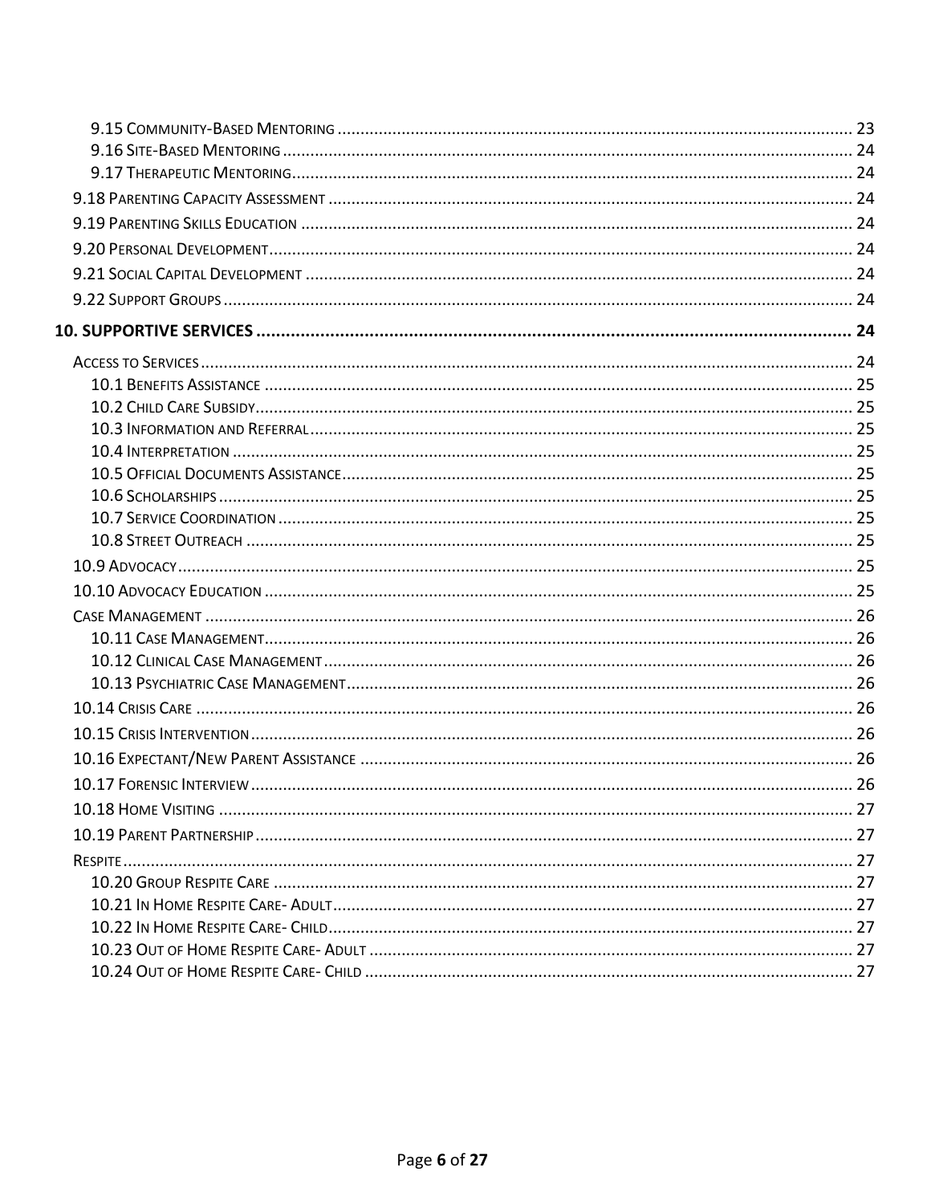9.15 Community-Based Mentoring ..... 23
9.16 Site-Based Mentoring ..... 24
9.17 Therapeutic Mentoring ..... 24
9.18 Parenting Capacity Assessment ..... 24
9.19 Parenting Skills Education ..... 24
9.20 Personal Development ..... 24
9.21 Social Capital Development ..... 24
9.22 Support Groups ..... 24

**10. SUPPORTIVE SERVICES ..... 24**

Access to Services ..... 24
10.1 Benefits Assistance ..... 25
10.2 Child Care Subsidy ..... 25
10.3 Information and Referral ..... 25
10.4 Interpretation ..... 25
10.5 Official Documents Assistance ..... 25
10.6 Scholarships ..... 25
10.7 Service Coordination ..... 25
10.8 Street Outreach ..... 25
10.9 Advocacy ..... 25
10.10 Advocacy Education ..... 25
Case Management ..... 26
10.11 Case Management ..... 26
10.12 Clinical Case Management ..... 26
10.13 Psychiatric Case Management ..... 26
10.14 Crisis Care ..... 26
10.15 Crisis Intervention ..... 26
10.16 Expectant/New Parent Assistance ..... 26
10.17 Forensic Interview ..... 26
10.18 Home Visiting ..... 27
10.19 Parent Partnership ..... 27
Respite ..... 27
10.20 Group Respite Care ..... 27
10.21 In Home Respite Care- Adult ..... 27
10.22 In Home Respite Care- Child ..... 27
10.23 Out of Home Respite Care- Adult ..... 27
10.24 Out of Home Respite Care- Child ..... 27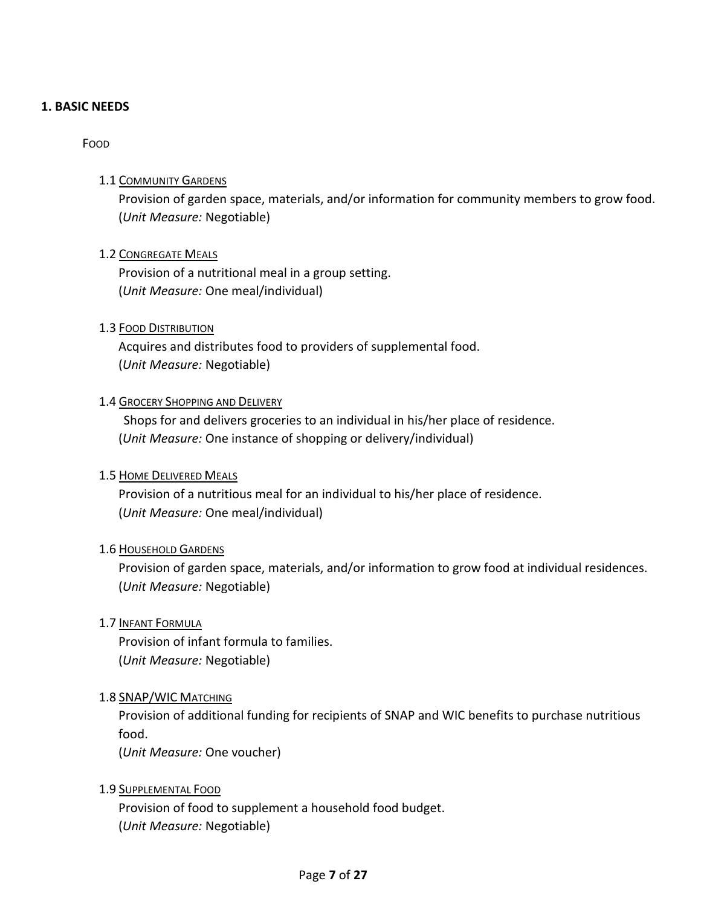## 1. BASIC NEEDS

### Food

#### 1.1 Community Gardens

Provision of garden space, materials, and/or information for community members to grow food.
(*Unit Measure:* Negotiable)

#### 1.2 Congregate Meals

Provision of a nutritional meal in a group setting.
(*Unit Measure:* One meal/individual)

#### 1.3 Food Distribution

Acquires and distributes food to providers of supplemental food.
(*Unit Measure:* Negotiable)

#### 1.4 Grocery Shopping and Delivery

Shops for and delivers groceries to an individual in his/her place of residence.
(*Unit Measure:* One instance of shopping or delivery/individual)

#### 1.5 Home Delivered Meals

Provision of a nutritious meal for an individual to his/her place of residence.
(*Unit Measure:* One meal/individual)

#### 1.6 Household Gardens

Provision of garden space, materials, and/or information to grow food at individual residences.
(*Unit Measure:* Negotiable)

#### 1.7 Infant Formula

Provision of infant formula to families.
(*Unit Measure:* Negotiable)

#### 1.8 SNAP/WIC Matching

Provision of additional funding for recipients of SNAP and WIC benefits to purchase nutritious food.
(*Unit Measure:* One voucher)

#### 1.9 Supplemental Food

Provision of food to supplement a household food budget.
(*Unit Measure:* Negotiable)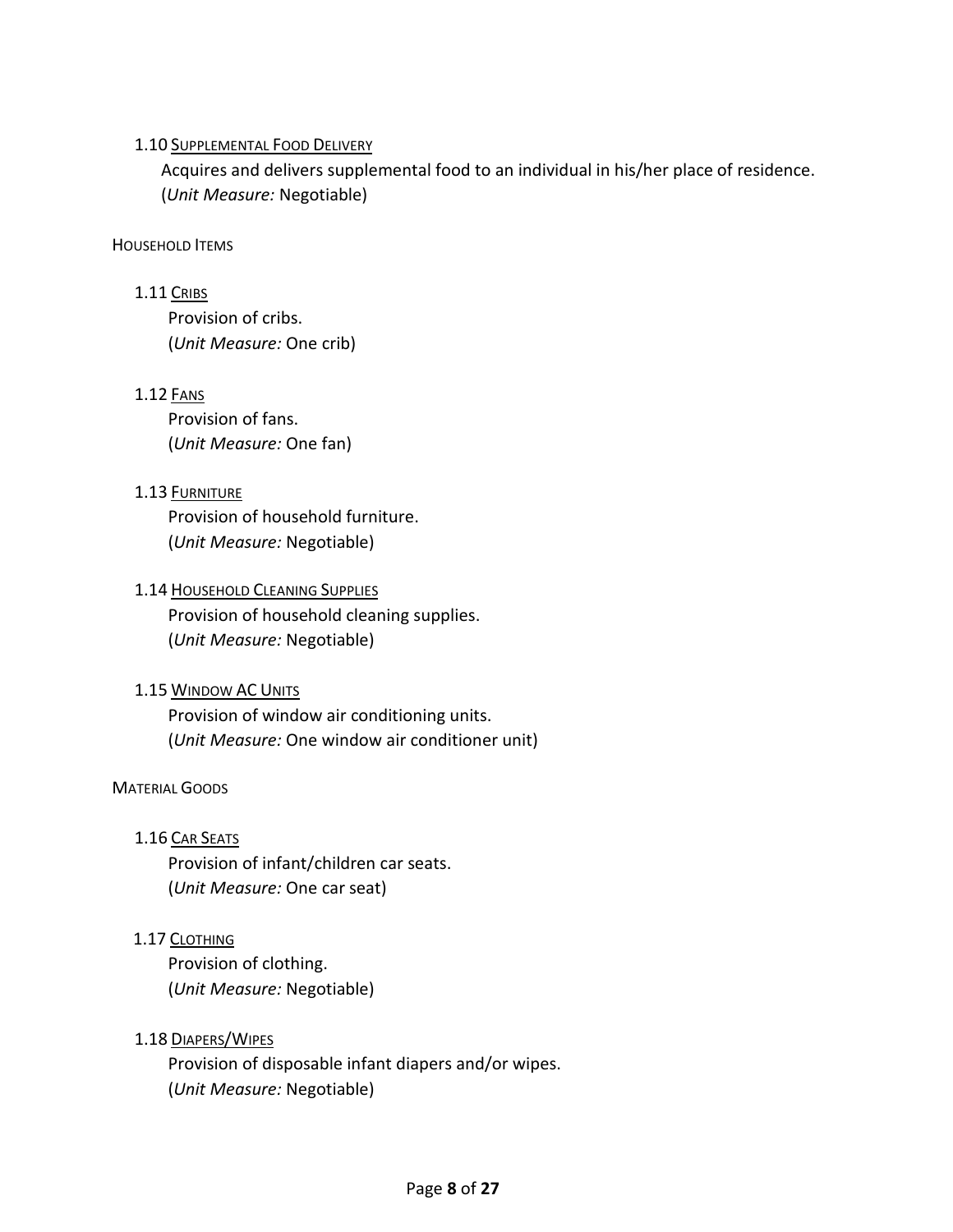1.10 <u>Supplemental Food Delivery</u>

Acquires and delivers supplemental food to an individual in his/her place of residence.
(*Unit Measure:* Negotiable)

## Household Items

1.11 <u>Cribs</u>

Provision of cribs.
(*Unit Measure:* One crib)

1.12 <u>Fans</u>

Provision of fans.
(*Unit Measure:* One fan)

1.13 <u>Furniture</u>

Provision of household furniture.
(*Unit Measure:* Negotiable)

1.14 <u>Household Cleaning Supplies</u>

Provision of household cleaning supplies.
(*Unit Measure:* Negotiable)

1.15 <u>Window AC Units</u>

Provision of window air conditioning units.
(*Unit Measure:* One window air conditioner unit)

## Material Goods

1.16 <u>Car Seats</u>

Provision of infant/children car seats.
(*Unit Measure:* One car seat)

1.17 <u>Clothing</u>

Provision of clothing.
(*Unit Measure:* Negotiable)

1.18 <u>Diapers/Wipes</u>

Provision of disposable infant diapers and/or wipes.
(*Unit Measure:* Negotiable)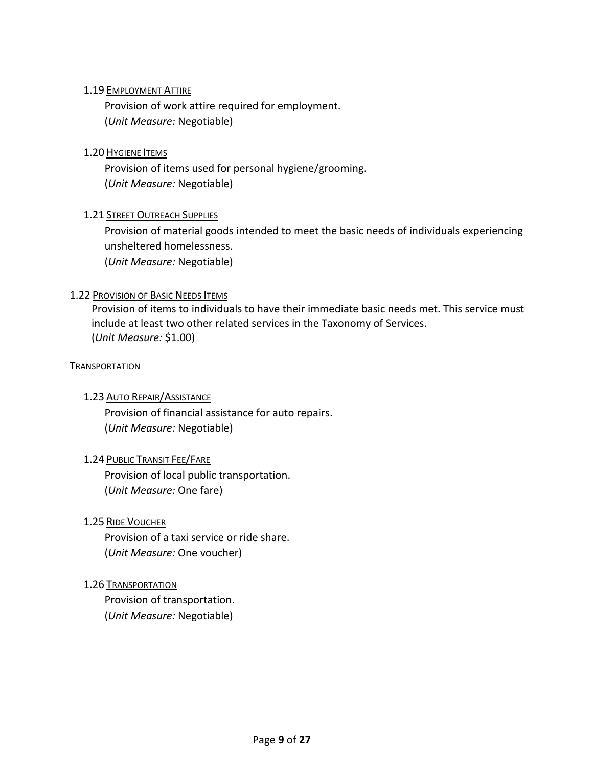#### 1.19 Employment Attire

Provision of work attire required for employment.
(*Unit Measure:* Negotiable)

#### 1.20 Hygiene Items

Provision of items used for personal hygiene/grooming.
(*Unit Measure:* Negotiable)

#### 1.21 Street Outreach Supplies

Provision of material goods intended to meet the basic needs of individuals experiencing unsheltered homelessness.
(*Unit Measure:* Negotiable)

#### 1.22 Provision of Basic Needs Items

Provision of items to individuals to have their immediate basic needs met. This service must include at least two other related services in the Taxonomy of Services.
(*Unit Measure:* $1.00)

### Transportation

#### 1.23 Auto Repair/Assistance

Provision of financial assistance for auto repairs.
(*Unit Measure:* Negotiable)

#### 1.24 Public Transit Fee/Fare

Provision of local public transportation.
(*Unit Measure:* One fare)

#### 1.25 Ride Voucher

Provision of a taxi service or ride share.
(*Unit Measure:* One voucher)

#### 1.26 Transportation

Provision of transportation.
(*Unit Measure:* Negotiable)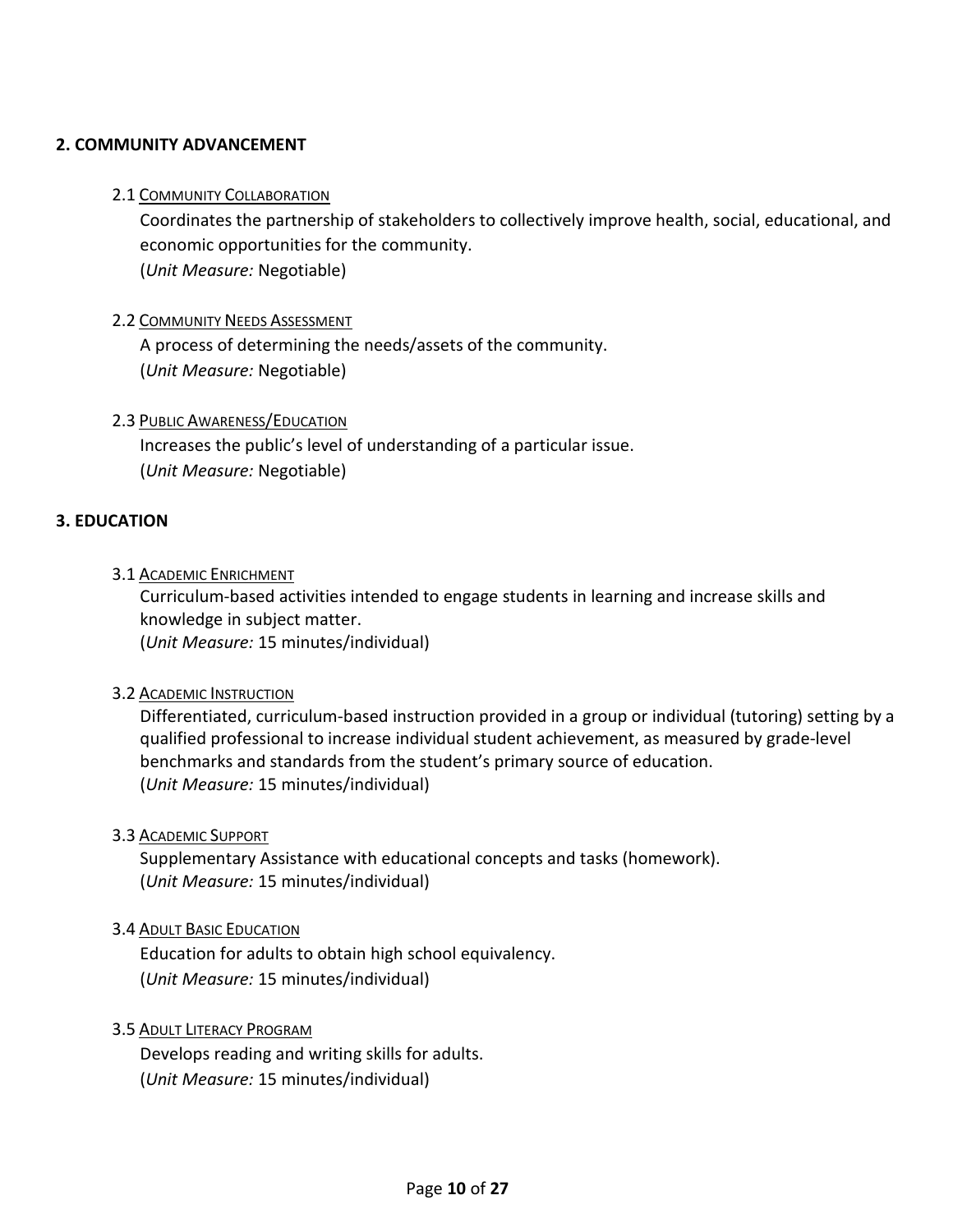## 2. COMMUNITY ADVANCEMENT

### 2.1 Community Collaboration

Coordinates the partnership of stakeholders to collectively improve health, social, educational, and economic opportunities for the community.
(*Unit Measure:* Negotiable)

### 2.2 Community Needs Assessment

A process of determining the needs/assets of the community.
(*Unit Measure:* Negotiable)

### 2.3 Public Awareness/Education

Increases the public's level of understanding of a particular issue.
(*Unit Measure:* Negotiable)

## 3. EDUCATION

### 3.1 Academic Enrichment

Curriculum-based activities intended to engage students in learning and increase skills and knowledge in subject matter.
(*Unit Measure:* 15 minutes/individual)

### 3.2 Academic Instruction

Differentiated, curriculum-based instruction provided in a group or individual (tutoring) setting by a qualified professional to increase individual student achievement, as measured by grade-level benchmarks and standards from the student's primary source of education.
(*Unit Measure:* 15 minutes/individual)

### 3.3 Academic Support

Supplementary Assistance with educational concepts and tasks (homework).
(*Unit Measure:* 15 minutes/individual)

### 3.4 Adult Basic Education

Education for adults to obtain high school equivalency.
(*Unit Measure:* 15 minutes/individual)

### 3.5 Adult Literacy Program

Develops reading and writing skills for adults.
(*Unit Measure:* 15 minutes/individual)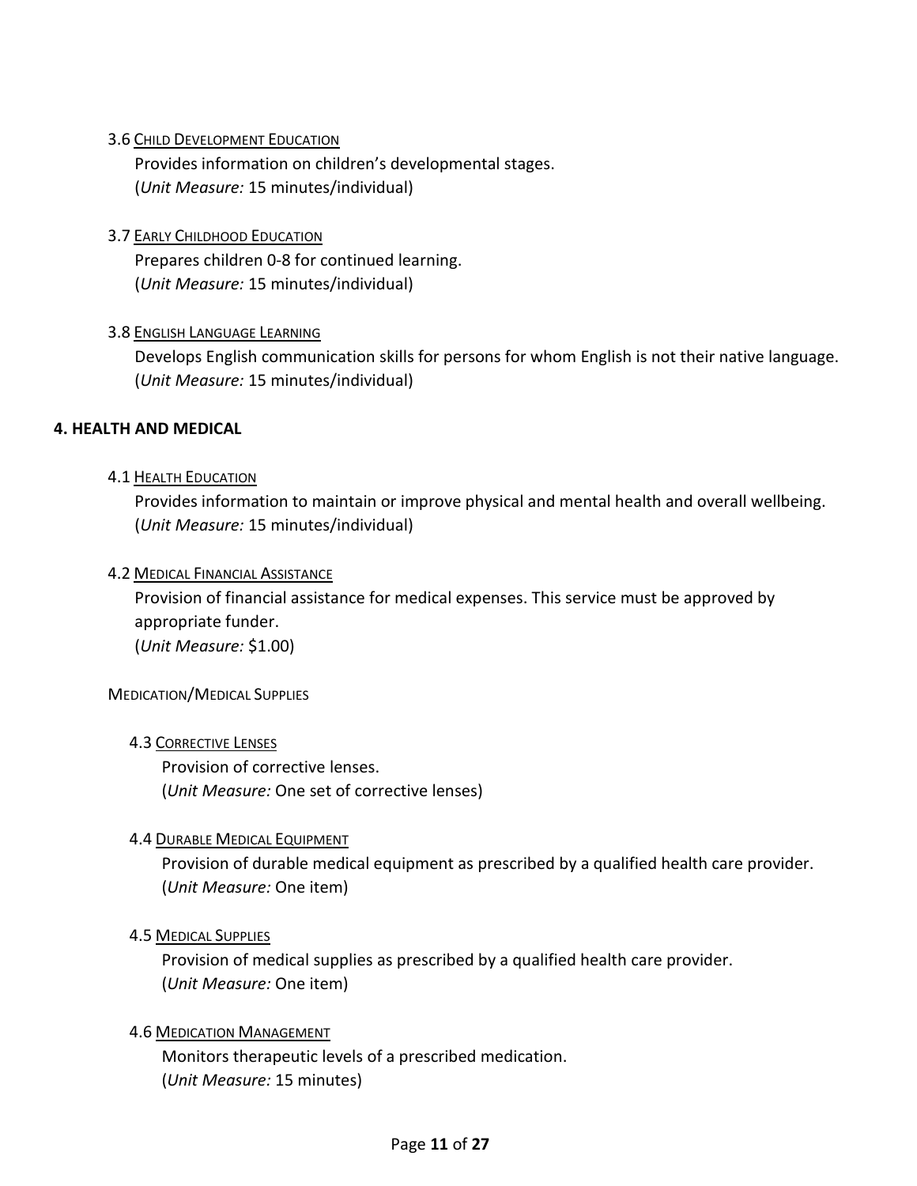3.6 Child Development Education

Provides information on children's developmental stages.
(*Unit Measure:* 15 minutes/individual)

3.7 Early Childhood Education

Prepares children 0-8 for continued learning.
(*Unit Measure:* 15 minutes/individual)

3.8 English Language Learning

Develops English communication skills for persons for whom English is not their native language.
(*Unit Measure:* 15 minutes/individual)

## 4. HEALTH AND MEDICAL

4.1 Health Education

Provides information to maintain or improve physical and mental health and overall wellbeing.
(*Unit Measure:* 15 minutes/individual)

4.2 Medical Financial Assistance

Provision of financial assistance for medical expenses. This service must be approved by appropriate funder.
(*Unit Measure:* $1.00)

Medication/Medical Supplies

4.3 Corrective Lenses

Provision of corrective lenses.
(*Unit Measure:* One set of corrective lenses)

4.4 Durable Medical Equipment

Provision of durable medical equipment as prescribed by a qualified health care provider.
(*Unit Measure:* One item)

4.5 Medical Supplies

Provision of medical supplies as prescribed by a qualified health care provider.
(*Unit Measure:* One item)

4.6 Medication Management

Monitors therapeutic levels of a prescribed medication.
(*Unit Measure:* 15 minutes)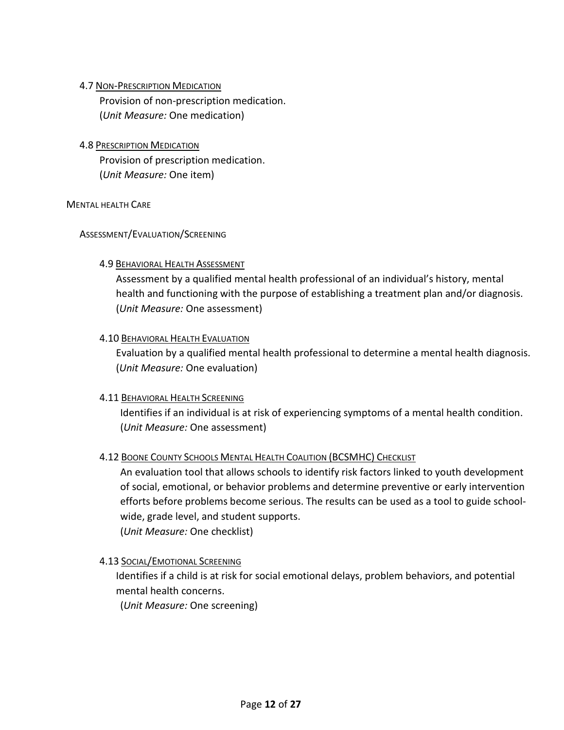#### 4.7 Non-Prescription Medication

Provision of non-prescription medication.
(*Unit Measure:* One medication)

#### 4.8 Prescription Medication

Provision of prescription medication.
(*Unit Measure:* One item)

## Mental health Care

### Assessment/Evaluation/Screening

#### 4.9 Behavioral Health Assessment

Assessment by a qualified mental health professional of an individual's history, mental health and functioning with the purpose of establishing a treatment plan and/or diagnosis.
(*Unit Measure:* One assessment)

#### 4.10 Behavioral Health Evaluation

Evaluation by a qualified mental health professional to determine a mental health diagnosis.
(*Unit Measure:* One evaluation)

#### 4.11 Behavioral Health Screening

Identifies if an individual is at risk of experiencing symptoms of a mental health condition.
(*Unit Measure:* One assessment)

#### 4.12 Boone County Schools Mental Health Coalition (BCSMHC) Checklist

An evaluation tool that allows schools to identify risk factors linked to youth development of social, emotional, or behavior problems and determine preventive or early intervention efforts before problems become serious. The results can be used as a tool to guide school-wide, grade level, and student supports.
(*Unit Measure:* One checklist)

#### 4.13 Social/Emotional Screening

Identifies if a child is at risk for social emotional delays, problem behaviors, and potential mental health concerns.
(*Unit Measure:* One screening)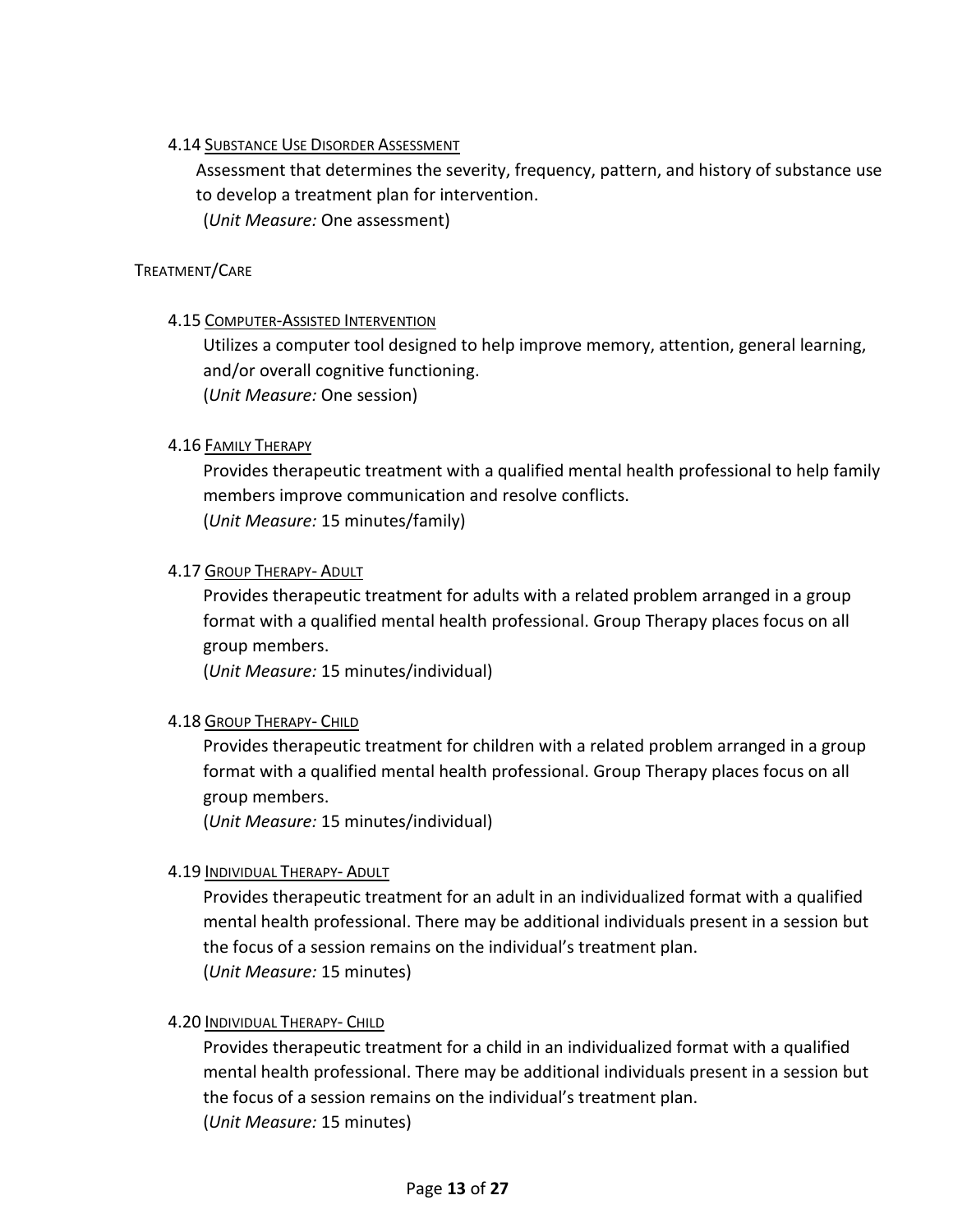#### 4.14 Substance Use Disorder Assessment

Assessment that determines the severity, frequency, pattern, and history of substance use to develop a treatment plan for intervention.
(*Unit Measure:* One assessment)

### Treatment/Care

#### 4.15 Computer-Assisted Intervention

Utilizes a computer tool designed to help improve memory, attention, general learning, and/or overall cognitive functioning.
(*Unit Measure:* One session)

#### 4.16 Family Therapy

Provides therapeutic treatment with a qualified mental health professional to help family members improve communication and resolve conflicts.
(*Unit Measure:* 15 minutes/family)

#### 4.17 Group Therapy- Adult

Provides therapeutic treatment for adults with a related problem arranged in a group format with a qualified mental health professional. Group Therapy places focus on all group members.
(*Unit Measure:* 15 minutes/individual)

#### 4.18 Group Therapy- Child

Provides therapeutic treatment for children with a related problem arranged in a group format with a qualified mental health professional. Group Therapy places focus on all group members.
(*Unit Measure:* 15 minutes/individual)

#### 4.19 Individual Therapy- Adult

Provides therapeutic treatment for an adult in an individualized format with a qualified mental health professional. There may be additional individuals present in a session but the focus of a session remains on the individual's treatment plan.
(*Unit Measure:* 15 minutes)

#### 4.20 Individual Therapy- Child

Provides therapeutic treatment for a child in an individualized format with a qualified mental health professional. There may be additional individuals present in a session but the focus of a session remains on the individual's treatment plan.
(*Unit Measure:* 15 minutes)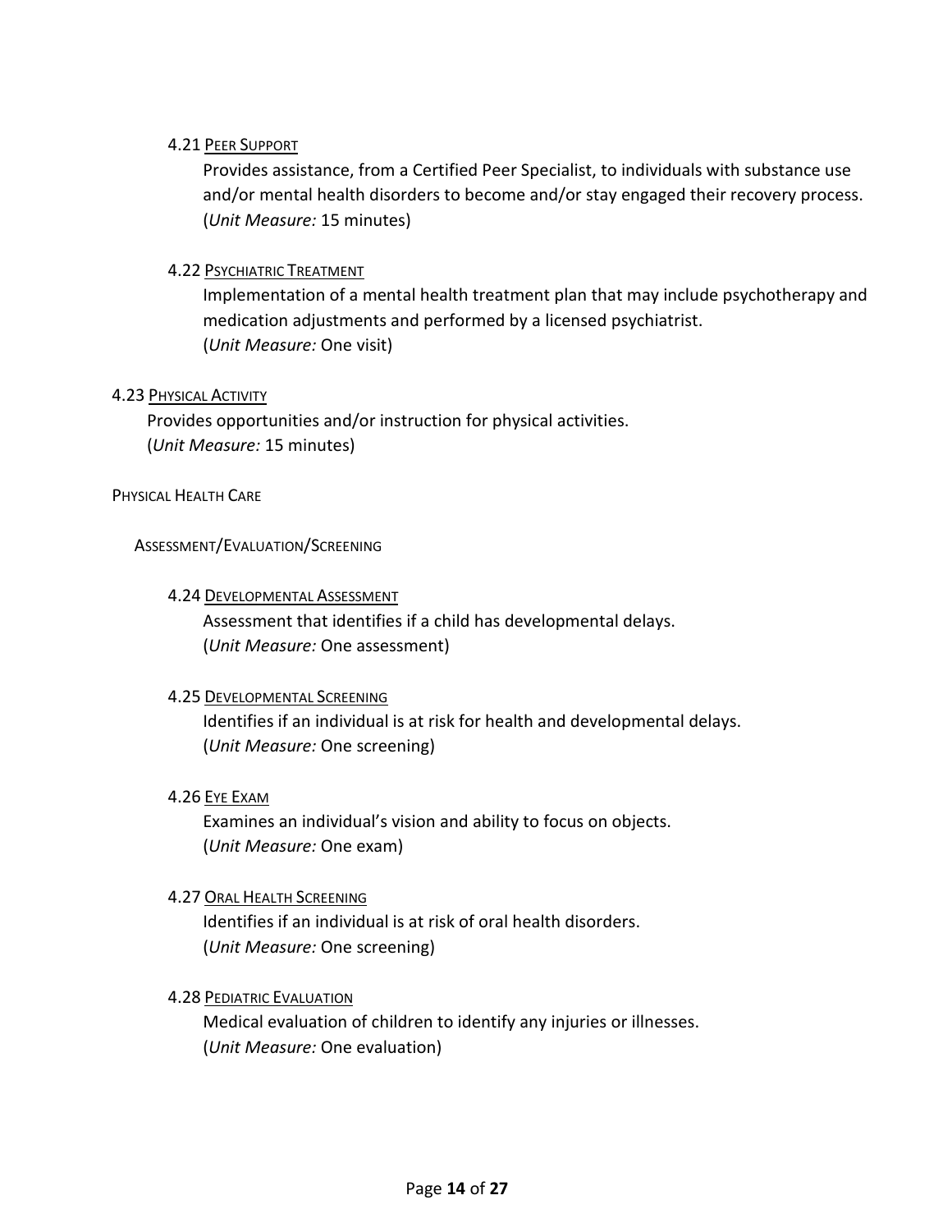#### 4.21 <u>PEER SUPPORT</u>

Provides assistance, from a Certified Peer Specialist, to individuals with substance use and/or mental health disorders to become and/or stay engaged their recovery process.
(*Unit Measure:* 15 minutes)

#### 4.22 <u>PSYCHIATRIC TREATMENT</u>

Implementation of a mental health treatment plan that may include psychotherapy and medication adjustments and performed by a licensed psychiatrist.
(*Unit Measure:* One visit)

### 4.23 <u>PHYSICAL ACTIVITY</u>

Provides opportunities and/or instruction for physical activities.
(*Unit Measure:* 15 minutes)

## PHYSICAL HEALTH CARE

### ASSESSMENT/EVALUATION/SCREENING

#### 4.24 <u>DEVELOPMENTAL ASSESSMENT</u>

Assessment that identifies if a child has developmental delays.
(*Unit Measure:* One assessment)

#### 4.25 <u>DEVELOPMENTAL SCREENING</u>

Identifies if an individual is at risk for health and developmental delays.
(*Unit Measure:* One screening)

#### 4.26 <u>EYE EXAM</u>

Examines an individual's vision and ability to focus on objects.
(*Unit Measure:* One exam)

#### 4.27 <u>ORAL HEALTH SCREENING</u>

Identifies if an individual is at risk of oral health disorders.
(*Unit Measure:* One screening)

#### 4.28 <u>PEDIATRIC EVALUATION</u>

Medical evaluation of children to identify any injuries or illnesses.
(*Unit Measure:* One evaluation)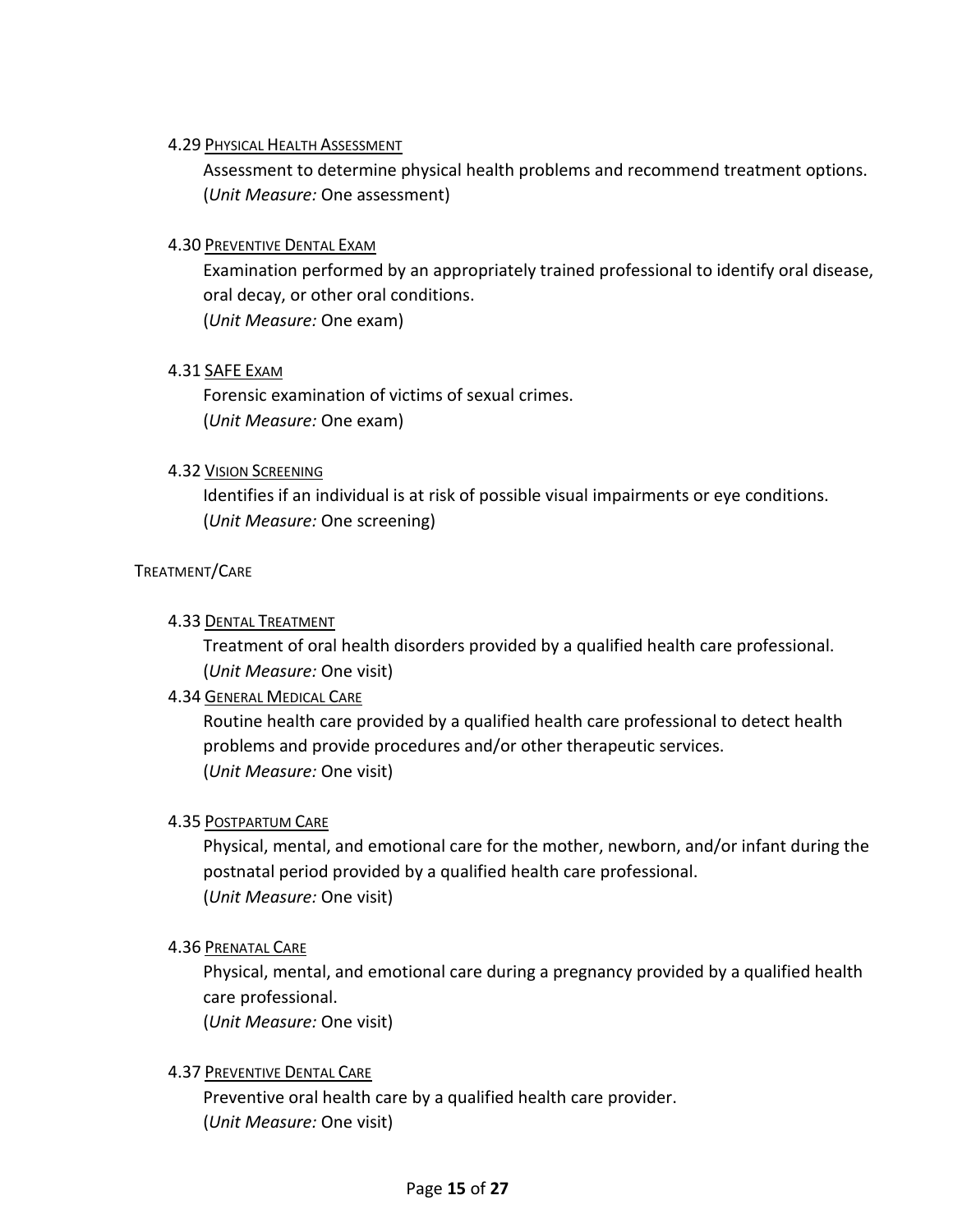#### 4.29 Physical Health Assessment

Assessment to determine physical health problems and recommend treatment options.
(*Unit Measure:* One assessment)

#### 4.30 Preventive Dental Exam

Examination performed by an appropriately trained professional to identify oral disease, oral decay, or other oral conditions.
(*Unit Measure:* One exam)

#### 4.31 SAFE Exam

Forensic examination of victims of sexual crimes.
(*Unit Measure:* One exam)

#### 4.32 Vision Screening

Identifies if an individual is at risk of possible visual impairments or eye conditions.
(*Unit Measure:* One screening)

### Treatment/Care

#### 4.33 Dental Treatment

Treatment of oral health disorders provided by a qualified health care professional.
(*Unit Measure:* One visit)

#### 4.34 General Medical Care

Routine health care provided by a qualified health care professional to detect health problems and provide procedures and/or other therapeutic services.
(*Unit Measure:* One visit)

#### 4.35 Postpartum Care

Physical, mental, and emotional care for the mother, newborn, and/or infant during the postnatal period provided by a qualified health care professional.
(*Unit Measure:* One visit)

#### 4.36 Prenatal Care

Physical, mental, and emotional care during a pregnancy provided by a qualified health care professional.
(*Unit Measure:* One visit)

#### 4.37 Preventive Dental Care

Preventive oral health care by a qualified health care provider.
(*Unit Measure:* One visit)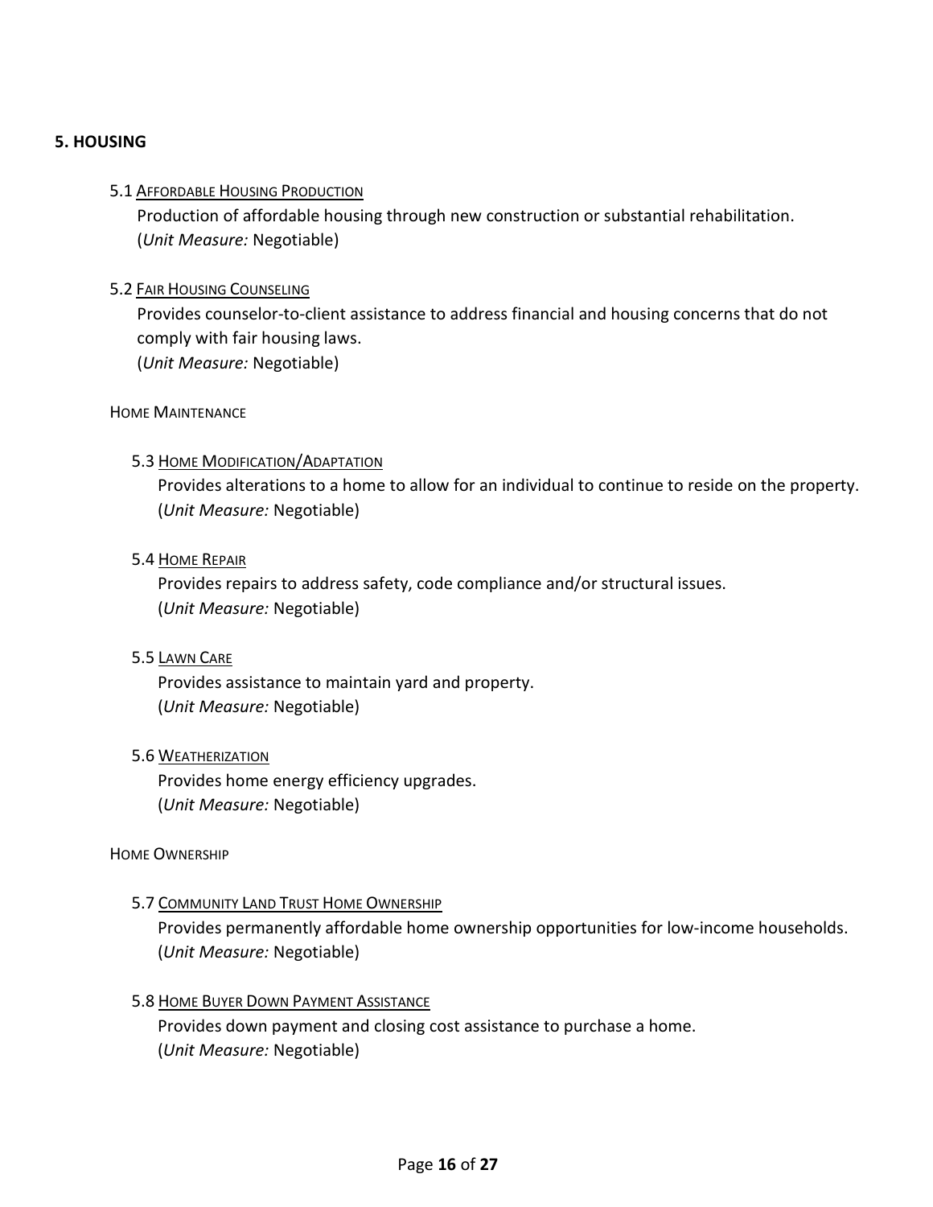## 5. HOUSING

### 5.1 Affordable Housing Production

Production of affordable housing through new construction or substantial rehabilitation.
(*Unit Measure:* Negotiable)

### 5.2 Fair Housing Counseling

Provides counselor-to-client assistance to address financial and housing concerns that do not comply with fair housing laws.
(*Unit Measure:* Negotiable)

### Home Maintenance

#### 5.3 Home Modification/Adaptation

Provides alterations to a home to allow for an individual to continue to reside on the property.
(*Unit Measure:* Negotiable)

#### 5.4 Home Repair

Provides repairs to address safety, code compliance and/or structural issues.
(*Unit Measure:* Negotiable)

#### 5.5 Lawn Care

Provides assistance to maintain yard and property.
(*Unit Measure:* Negotiable)

#### 5.6 Weatherization

Provides home energy efficiency upgrades.
(*Unit Measure:* Negotiable)

### Home Ownership

#### 5.7 Community Land Trust Home Ownership

Provides permanently affordable home ownership opportunities for low-income households.
(*Unit Measure:* Negotiable)

#### 5.8 Home Buyer Down Payment Assistance

Provides down payment and closing cost assistance to purchase a home.
(*Unit Measure:* Negotiable)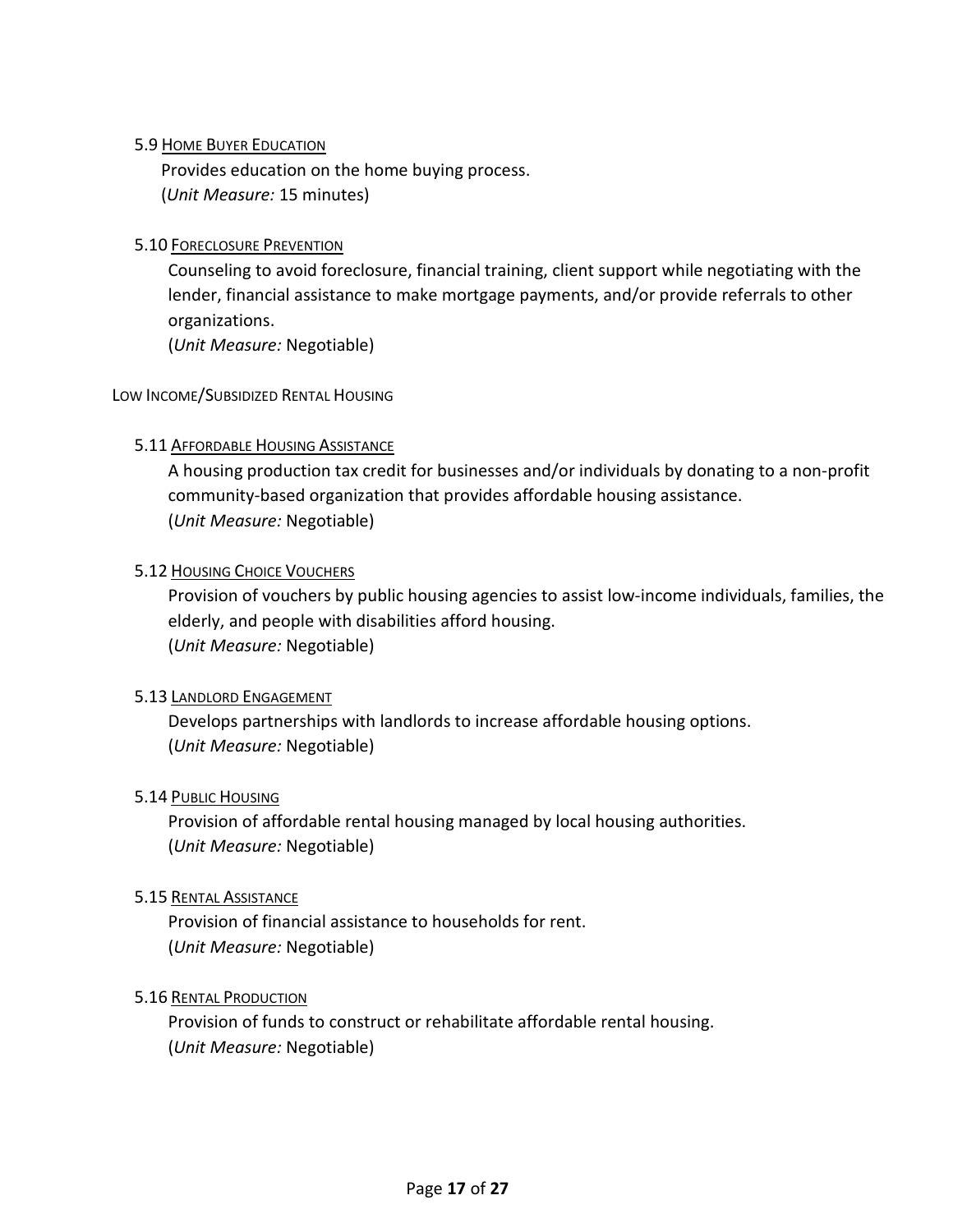#### 5.9 <u>Home Buyer Education</u>

Provides education on the home buying process.
(*Unit Measure:* 15 minutes)

#### 5.10 <u>Foreclosure Prevention</u>

Counseling to avoid foreclosure, financial training, client support while negotiating with the lender, financial assistance to make mortgage payments, and/or provide referrals to other organizations.
(*Unit Measure:* Negotiable)

### Low Income/Subsidized Rental Housing

#### 5.11 <u>Affordable Housing Assistance</u>

A housing production tax credit for businesses and/or individuals by donating to a non-profit community-based organization that provides affordable housing assistance.
(*Unit Measure:* Negotiable)

#### 5.12 <u>Housing Choice Vouchers</u>

Provision of vouchers by public housing agencies to assist low-income individuals, families, the elderly, and people with disabilities afford housing.
(*Unit Measure:* Negotiable)

#### 5.13 <u>Landlord Engagement</u>

Develops partnerships with landlords to increase affordable housing options.
(*Unit Measure:* Negotiable)

#### 5.14 <u>Public Housing</u>

Provision of affordable rental housing managed by local housing authorities.
(*Unit Measure:* Negotiable)

#### 5.15 <u>Rental Assistance</u>

Provision of financial assistance to households for rent.
(*Unit Measure:* Negotiable)

#### 5.16 <u>Rental Production</u>

Provision of funds to construct or rehabilitate affordable rental housing.
(*Unit Measure:* Negotiable)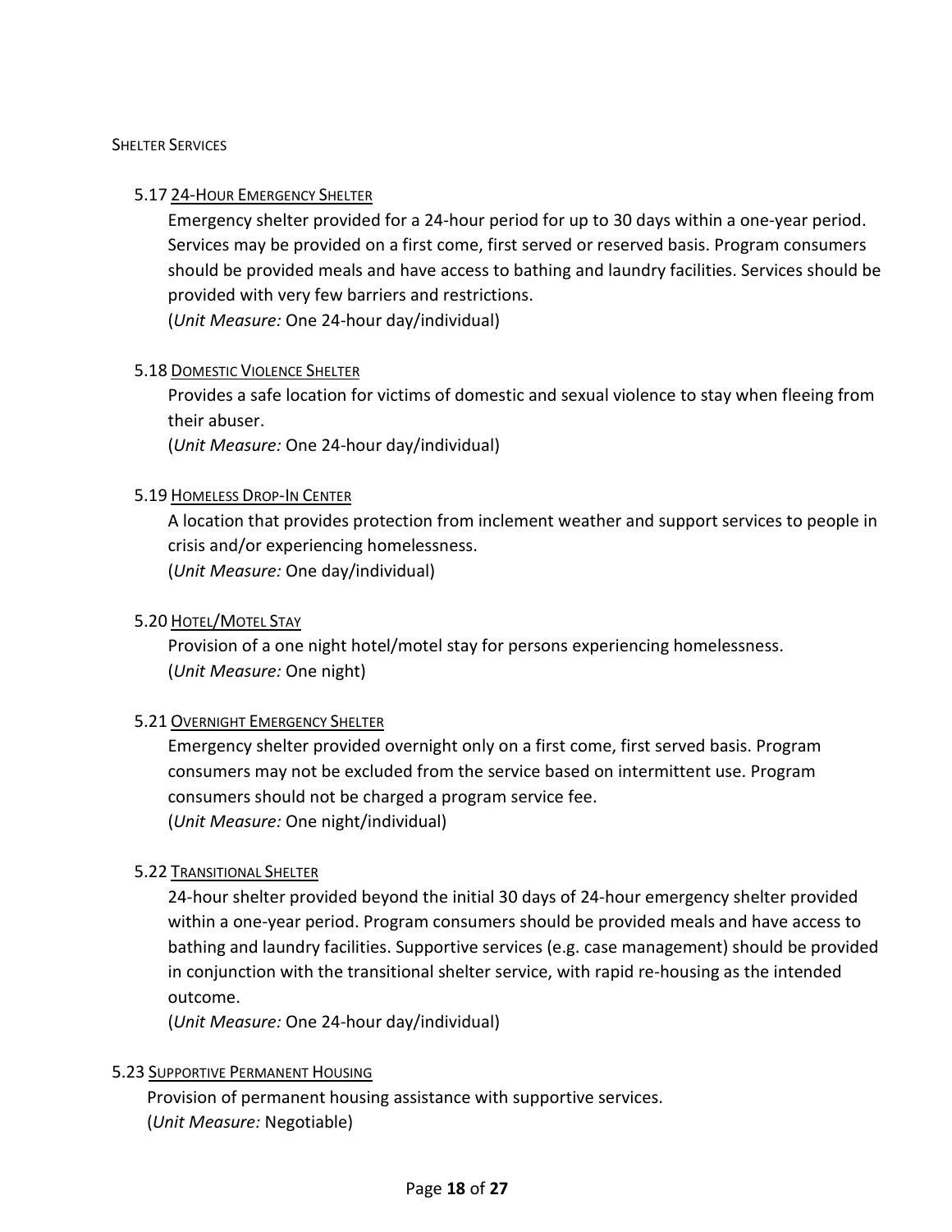## Shelter Services

### 5.17 24-Hour Emergency Shelter

Emergency shelter provided for a 24-hour period for up to 30 days within a one-year period. Services may be provided on a first come, first served or reserved basis. Program consumers should be provided meals and have access to bathing and laundry facilities. Services should be provided with very few barriers and restrictions.
(*Unit Measure:* One 24-hour day/individual)

### 5.18 Domestic Violence Shelter

Provides a safe location for victims of domestic and sexual violence to stay when fleeing from their abuser.
(*Unit Measure:* One 24-hour day/individual)

### 5.19 Homeless Drop-In Center

A location that provides protection from inclement weather and support services to people in crisis and/or experiencing homelessness.
(*Unit Measure:* One day/individual)

### 5.20 Hotel/Motel Stay

Provision of a one night hotel/motel stay for persons experiencing homelessness.
(*Unit Measure:* One night)

### 5.21 Overnight Emergency Shelter

Emergency shelter provided overnight only on a first come, first served basis. Program consumers may not be excluded from the service based on intermittent use. Program consumers should not be charged a program service fee.
(*Unit Measure:* One night/individual)

### 5.22 Transitional Shelter

24-hour shelter provided beyond the initial 30 days of 24-hour emergency shelter provided within a one-year period. Program consumers should be provided meals and have access to bathing and laundry facilities. Supportive services (e.g. case management) should be provided in conjunction with the transitional shelter service, with rapid re-housing as the intended outcome.
(*Unit Measure:* One 24-hour day/individual)

### 5.23 Supportive Permanent Housing

Provision of permanent housing assistance with supportive services.
(*Unit Measure:* Negotiable)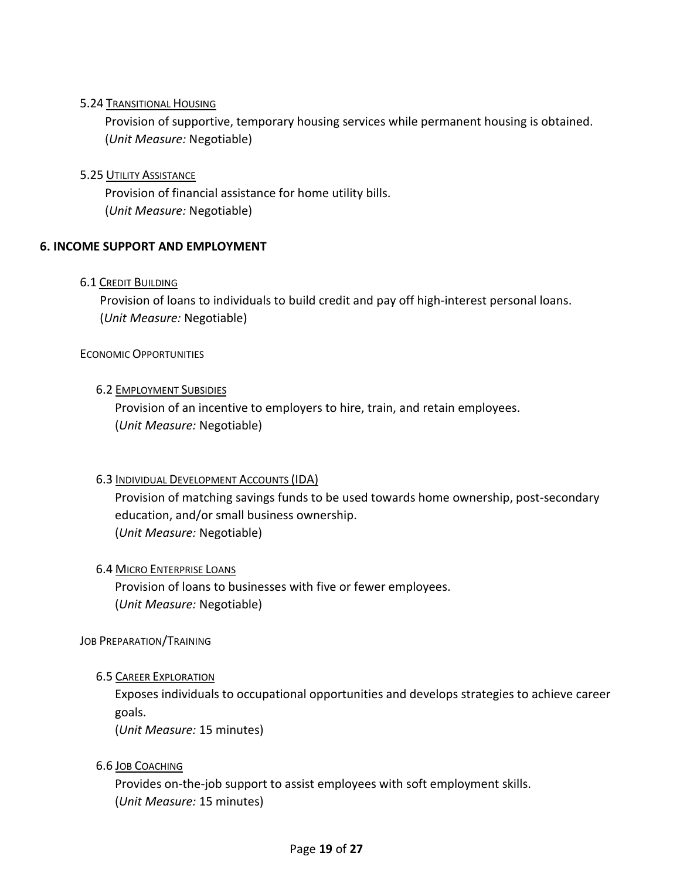### 5.24 Transitional Housing

Provision of supportive, temporary housing services while permanent housing is obtained.
(*Unit Measure:* Negotiable)

### 5.25 Utility Assistance

Provision of financial assistance for home utility bills.
(*Unit Measure:* Negotiable)

## 6. INCOME SUPPORT AND EMPLOYMENT

### 6.1 Credit Building

Provision of loans to individuals to build credit and pay off high-interest personal loans.
(*Unit Measure:* Negotiable)

### Economic Opportunities

#### 6.2 Employment Subsidies

Provision of an incentive to employers to hire, train, and retain employees.
(*Unit Measure:* Negotiable)

#### 6.3 Individual Development Accounts (IDA)

Provision of matching savings funds to be used towards home ownership, post-secondary education, and/or small business ownership.
(*Unit Measure:* Negotiable)

#### 6.4 Micro Enterprise Loans

Provision of loans to businesses with five or fewer employees.
(*Unit Measure:* Negotiable)

### Job Preparation/Training

#### 6.5 Career Exploration

Exposes individuals to occupational opportunities and develops strategies to achieve career goals.
(*Unit Measure:* 15 minutes)

#### 6.6 Job Coaching

Provides on-the-job support to assist employees with soft employment skills.
(*Unit Measure:* 15 minutes)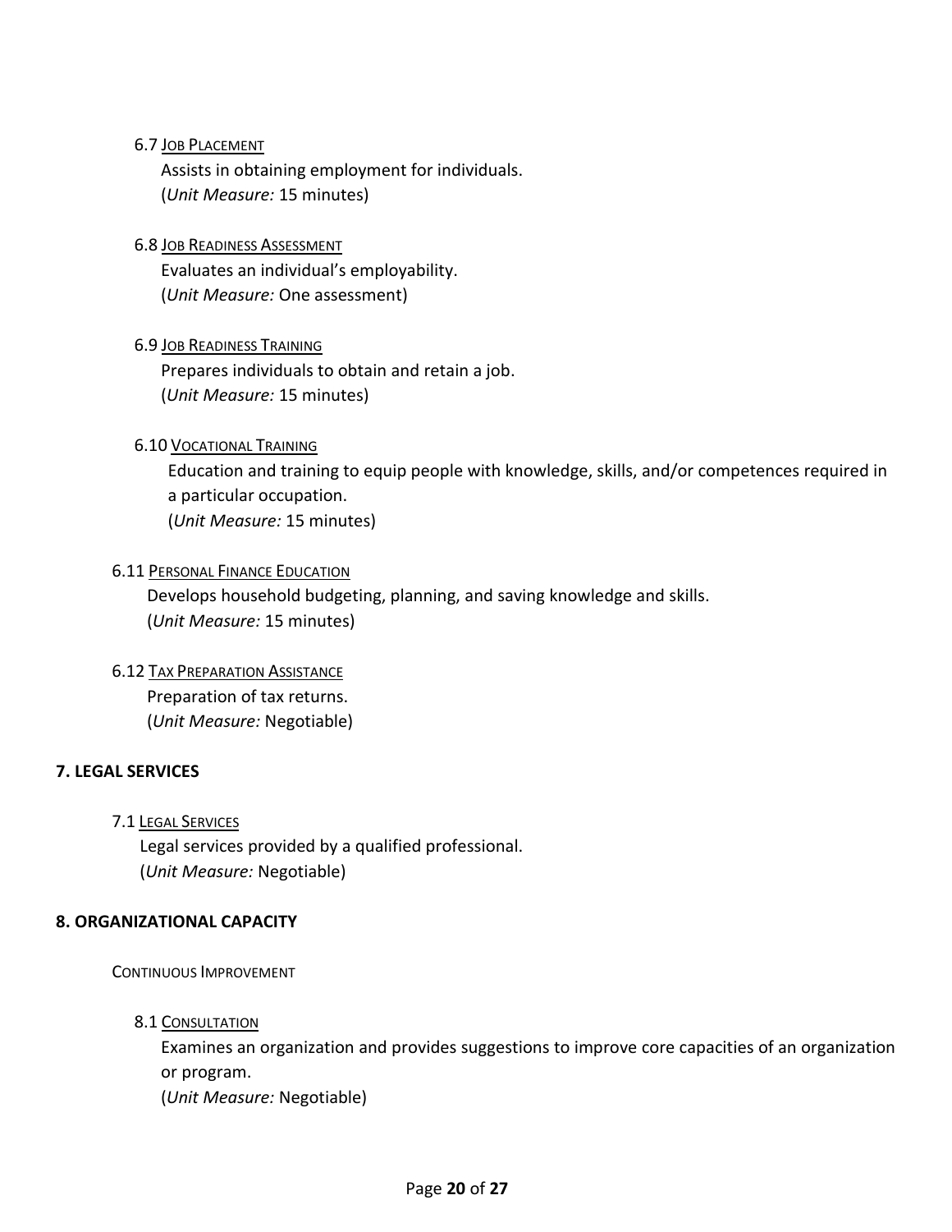6.7 Job Placement

Assists in obtaining employment for individuals.
(*Unit Measure:* 15 minutes)

6.8 Job Readiness Assessment

Evaluates an individual's employability.
(*Unit Measure:* One assessment)

6.9 Job Readiness Training

Prepares individuals to obtain and retain a job.
(*Unit Measure:* 15 minutes)

6.10 Vocational Training

Education and training to equip people with knowledge, skills, and/or competences required in a particular occupation.
(*Unit Measure:* 15 minutes)

6.11 Personal Finance Education

Develops household budgeting, planning, and saving knowledge and skills.
(*Unit Measure:* 15 minutes)

6.12 Tax Preparation Assistance

Preparation of tax returns.
(*Unit Measure:* Negotiable)

## 7. LEGAL SERVICES

7.1 Legal Services

Legal services provided by a qualified professional.
(*Unit Measure:* Negotiable)

## 8. ORGANIZATIONAL CAPACITY

Continuous Improvement

8.1 Consultation

Examines an organization and provides suggestions to improve core capacities of an organization or program.
(*Unit Measure:* Negotiable)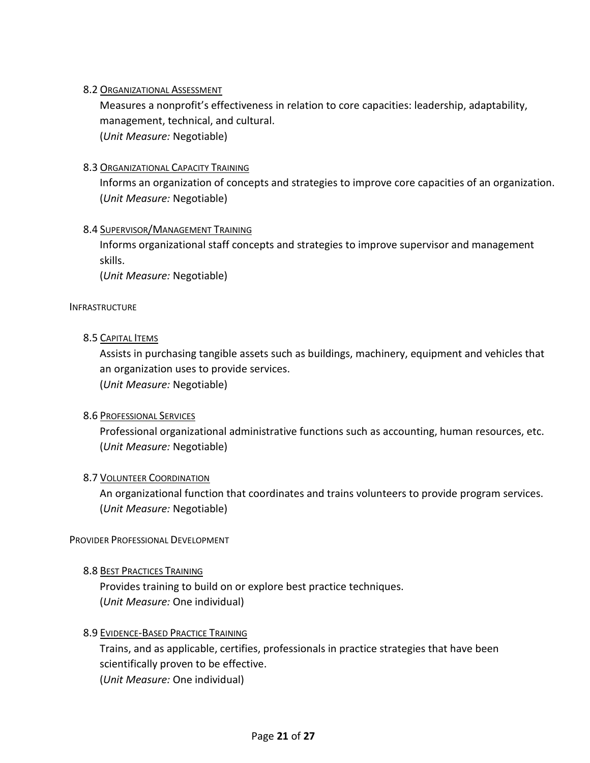#### 8.2 Organizational Assessment

Measures a nonprofit's effectiveness in relation to core capacities: leadership, adaptability, management, technical, and cultural.
(*Unit Measure:* Negotiable)

#### 8.3 Organizational Capacity Training

Informs an organization of concepts and strategies to improve core capacities of an organization.
(*Unit Measure:* Negotiable)

#### 8.4 Supervisor/Management Training

Informs organizational staff concepts and strategies to improve supervisor and management skills.
(*Unit Measure:* Negotiable)

### Infrastructure

#### 8.5 Capital Items

Assists in purchasing tangible assets such as buildings, machinery, equipment and vehicles that an organization uses to provide services.
(*Unit Measure:* Negotiable)

#### 8.6 Professional Services

Professional organizational administrative functions such as accounting, human resources, etc.
(*Unit Measure:* Negotiable)

#### 8.7 Volunteer Coordination

An organizational function that coordinates and trains volunteers to provide program services.
(*Unit Measure:* Negotiable)

### Provider Professional Development

#### 8.8 Best Practices Training

Provides training to build on or explore best practice techniques.
(*Unit Measure:* One individual)

#### 8.9 Evidence-Based Practice Training

Trains, and as applicable, certifies, professionals in practice strategies that have been scientifically proven to be effective.
(*Unit Measure:* One individual)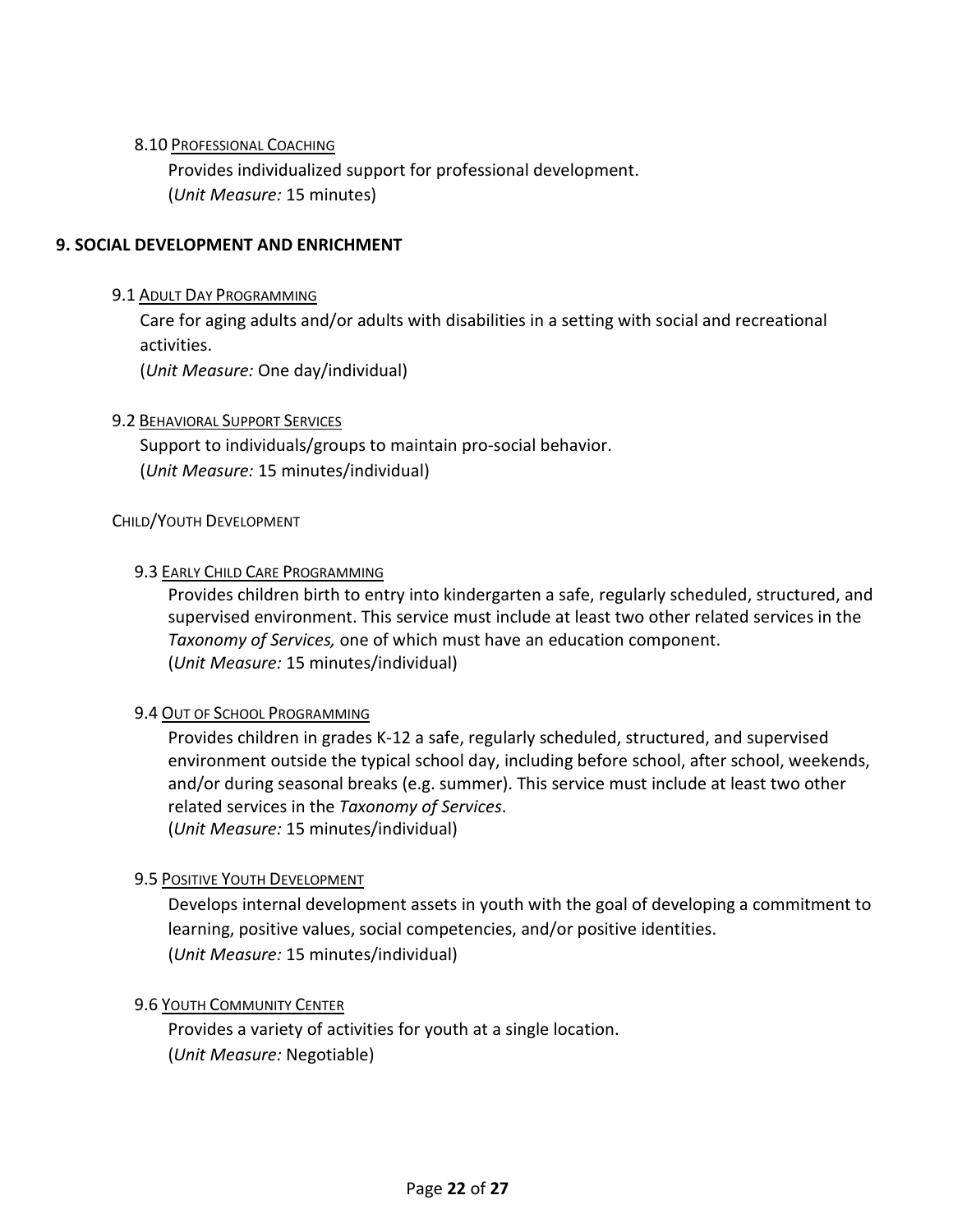8.10 PROFESSIONAL COACHING

Provides individualized support for professional development.
(*Unit Measure:* 15 minutes)

## 9. SOCIAL DEVELOPMENT AND ENRICHMENT

9.1 ADULT DAY PROGRAMMING

Care for aging adults and/or adults with disabilities in a setting with social and recreational activities.
(*Unit Measure:* One day/individual)

9.2 BEHAVIORAL SUPPORT SERVICES

Support to individuals/groups to maintain pro-social behavior.
(*Unit Measure:* 15 minutes/individual)

CHILD/YOUTH DEVELOPMENT

9.3 EARLY CHILD CARE PROGRAMMING

Provides children birth to entry into kindergarten a safe, regularly scheduled, structured, and supervised environment. This service must include at least two other related services in the *Taxonomy of Services,* one of which must have an education component.
(*Unit Measure:* 15 minutes/individual)

9.4 OUT OF SCHOOL PROGRAMMING

Provides children in grades K-12 a safe, regularly scheduled, structured, and supervised environment outside the typical school day, including before school, after school, weekends, and/or during seasonal breaks (e.g. summer). This service must include at least two other related services in the *Taxonomy of Services*.
(*Unit Measure:* 15 minutes/individual)

9.5 POSITIVE YOUTH DEVELOPMENT

Develops internal development assets in youth with the goal of developing a commitment to learning, positive values, social competencies, and/or positive identities.
(*Unit Measure:* 15 minutes/individual)

9.6 YOUTH COMMUNITY CENTER

Provides a variety of activities for youth at a single location.
(*Unit Measure:* Negotiable)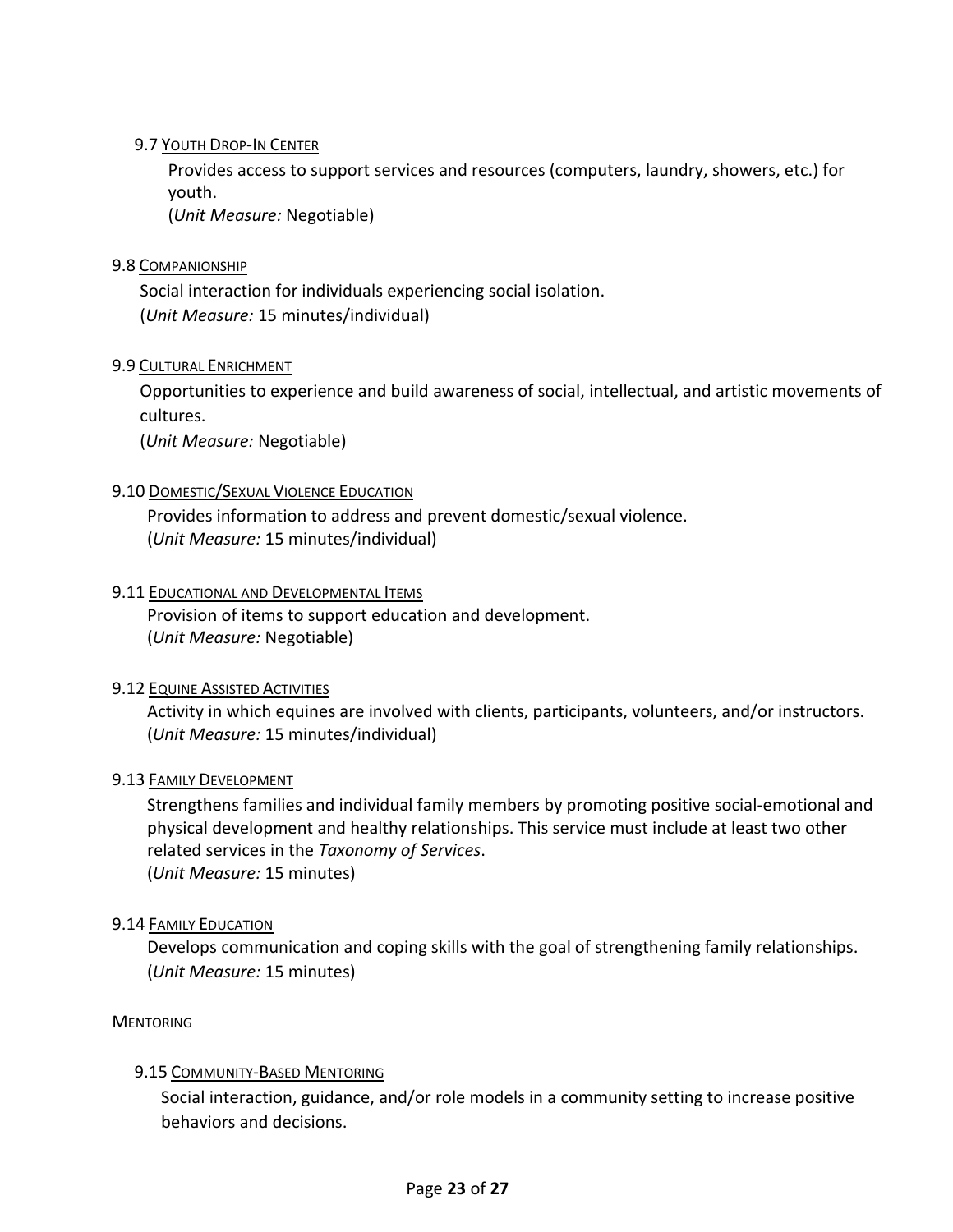9.7 <u>Youth Drop-In Center</u>

Provides access to support services and resources (computers, laundry, showers, etc.) for youth.
(*Unit Measure:* Negotiable)

9.8 <u>Companionship</u>

Social interaction for individuals experiencing social isolation.
(*Unit Measure:* 15 minutes/individual)

9.9 <u>Cultural Enrichment</u>

Opportunities to experience and build awareness of social, intellectual, and artistic movements of cultures.
(*Unit Measure:* Negotiable)

9.10 <u>Domestic/Sexual Violence Education</u>

Provides information to address and prevent domestic/sexual violence.
(*Unit Measure:* 15 minutes/individual)

9.11 <u>Educational and Developmental Items</u>

Provision of items to support education and development.
(*Unit Measure:* Negotiable)

9.12 <u>Equine Assisted Activities</u>

Activity in which equines are involved with clients, participants, volunteers, and/or instructors.
(*Unit Measure:* 15 minutes/individual)

9.13 <u>Family Development</u>

Strengthens families and individual family members by promoting positive social-emotional and physical development and healthy relationships. This service must include at least two other related services in the *Taxonomy of Services*.
(*Unit Measure:* 15 minutes)

9.14 <u>Family Education</u>

Develops communication and coping skills with the goal of strengthening family relationships.
(*Unit Measure:* 15 minutes)

Mentoring

9.15 <u>Community-Based Mentoring</u>

Social interaction, guidance, and/or role models in a community setting to increase positive behaviors and decisions.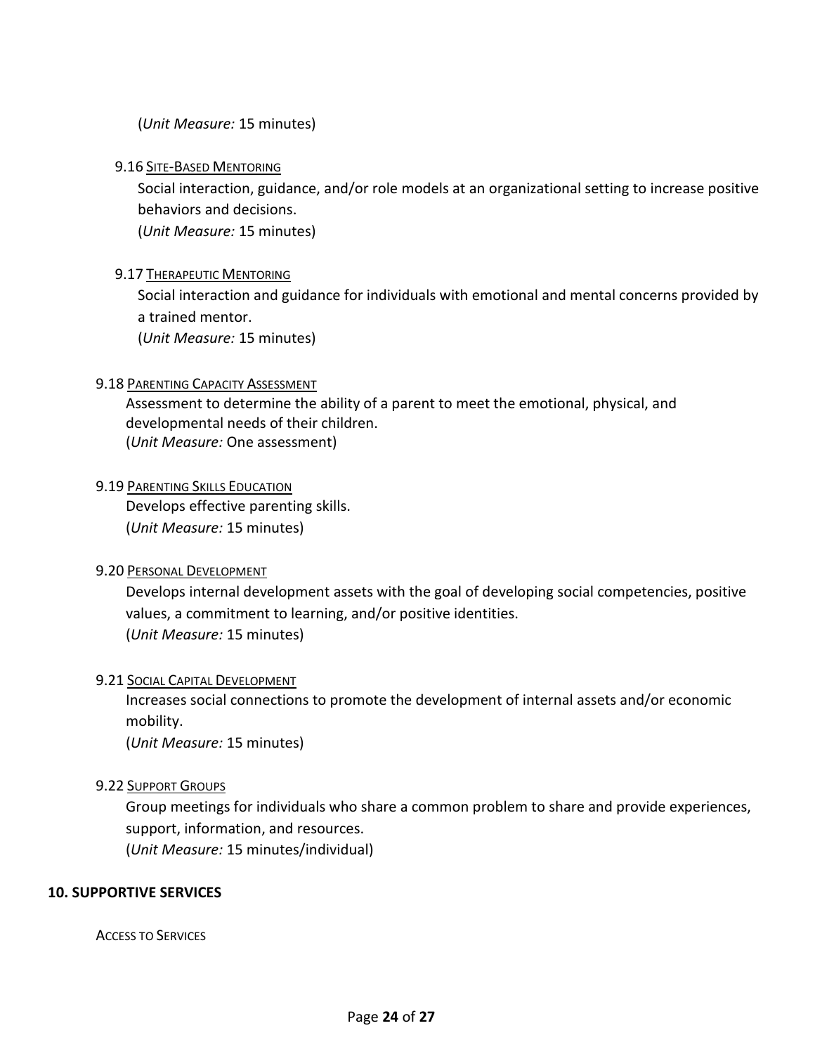(*Unit Measure:* 15 minutes)

9.16 Site-Based Mentoring

Social interaction, guidance, and/or role models at an organizational setting to increase positive behaviors and decisions.
(*Unit Measure:* 15 minutes)

9.17 Therapeutic Mentoring

Social interaction and guidance for individuals with emotional and mental concerns provided by a trained mentor.
(*Unit Measure:* 15 minutes)

9.18 Parenting Capacity Assessment

Assessment to determine the ability of a parent to meet the emotional, physical, and developmental needs of their children.
(*Unit Measure:* One assessment)

9.19 Parenting Skills Education

Develops effective parenting skills.
(*Unit Measure:* 15 minutes)

9.20 Personal Development

Develops internal development assets with the goal of developing social competencies, positive values, a commitment to learning, and/or positive identities.
(*Unit Measure:* 15 minutes)

9.21 Social Capital Development

Increases social connections to promote the development of internal assets and/or economic mobility.
(*Unit Measure:* 15 minutes)

9.22 Support Groups

Group meetings for individuals who share a common problem to share and provide experiences, support, information, and resources.
(*Unit Measure:* 15 minutes/individual)

## 10. SUPPORTIVE SERVICES

Access to Services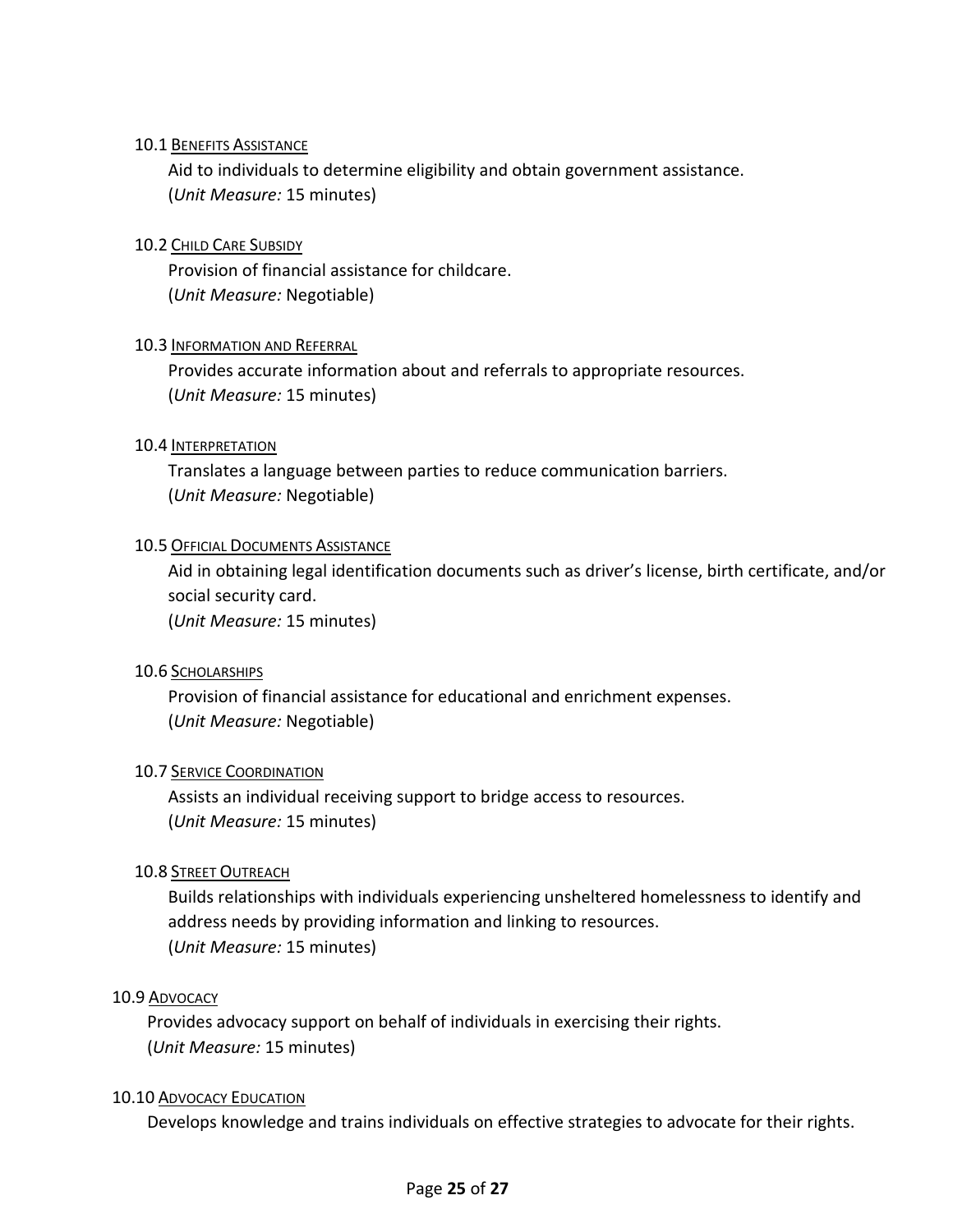#### 10.1 Benefits Assistance

Aid to individuals to determine eligibility and obtain government assistance.
(*Unit Measure:* 15 minutes)

#### 10.2 Child Care Subsidy

Provision of financial assistance for childcare.
(*Unit Measure:* Negotiable)

#### 10.3 Information and Referral

Provides accurate information about and referrals to appropriate resources.
(*Unit Measure:* 15 minutes)

#### 10.4 Interpretation

Translates a language between parties to reduce communication barriers.
(*Unit Measure:* Negotiable)

#### 10.5 Official Documents Assistance

Aid in obtaining legal identification documents such as driver's license, birth certificate, and/or social security card.
(*Unit Measure:* 15 minutes)

#### 10.6 Scholarships

Provision of financial assistance for educational and enrichment expenses.
(*Unit Measure:* Negotiable)

#### 10.7 Service Coordination

Assists an individual receiving support to bridge access to resources.
(*Unit Measure:* 15 minutes)

#### 10.8 Street Outreach

Builds relationships with individuals experiencing unsheltered homelessness to identify and address needs by providing information and linking to resources.
(*Unit Measure:* 15 minutes)

#### 10.9 Advocacy

Provides advocacy support on behalf of individuals in exercising their rights.
(*Unit Measure:* 15 minutes)

#### 10.10 Advocacy Education

Develops knowledge and trains individuals on effective strategies to advocate for their rights.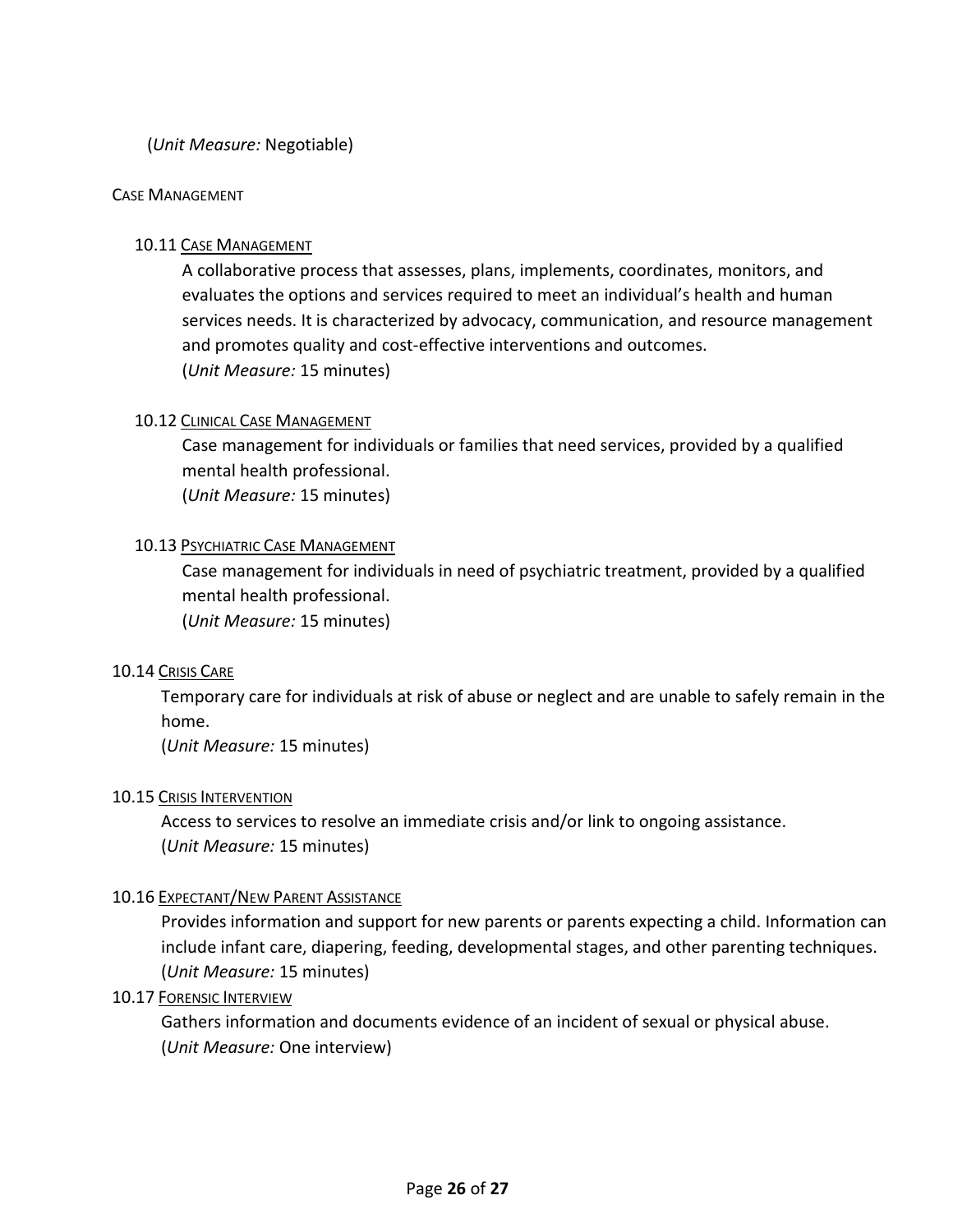(*Unit Measure:* Negotiable)

### Case Management

#### 10.11 Case Management

A collaborative process that assesses, plans, implements, coordinates, monitors, and evaluates the options and services required to meet an individual's health and human services needs. It is characterized by advocacy, communication, and resource management and promotes quality and cost-effective interventions and outcomes.
(*Unit Measure:* 15 minutes)

#### 10.12 Clinical Case Management

Case management for individuals or families that need services, provided by a qualified mental health professional.
(*Unit Measure:* 15 minutes)

#### 10.13 Psychiatric Case Management

Case management for individuals in need of psychiatric treatment, provided by a qualified mental health professional.
(*Unit Measure:* 15 minutes)

#### 10.14 Crisis Care

Temporary care for individuals at risk of abuse or neglect and are unable to safely remain in the home.
(*Unit Measure:* 15 minutes)

#### 10.15 Crisis Intervention

Access to services to resolve an immediate crisis and/or link to ongoing assistance.
(*Unit Measure:* 15 minutes)

#### 10.16 Expectant/New Parent Assistance

Provides information and support for new parents or parents expecting a child. Information can include infant care, diapering, feeding, developmental stages, and other parenting techniques.
(*Unit Measure:* 15 minutes)

#### 10.17 Forensic Interview

Gathers information and documents evidence of an incident of sexual or physical abuse.
(*Unit Measure:* One interview)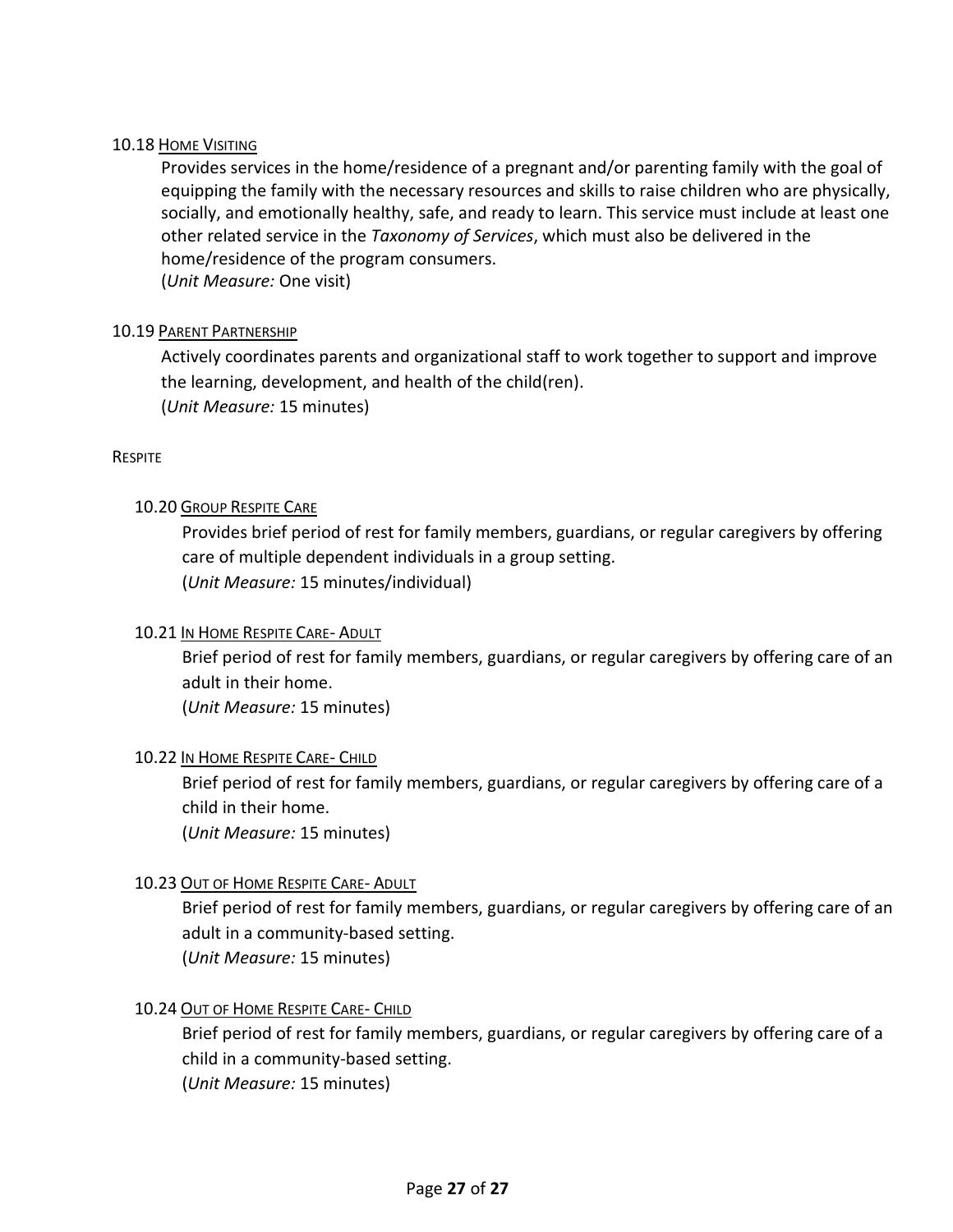### 10.18 Home Visiting

Provides services in the home/residence of a pregnant and/or parenting family with the goal of equipping the family with the necessary resources and skills to raise children who are physically, socially, and emotionally healthy, safe, and ready to learn. This service must include at least one other related service in the *Taxonomy of Services*, which must also be delivered in the home/residence of the program consumers.
(*Unit Measure:* One visit)

### 10.19 Parent Partnership

Actively coordinates parents and organizational staff to work together to support and improve the learning, development, and health of the child(ren).
(*Unit Measure:* 15 minutes)

## Respite

### 10.20 Group Respite Care

Provides brief period of rest for family members, guardians, or regular caregivers by offering care of multiple dependent individuals in a group setting.
(*Unit Measure:* 15 minutes/individual)

### 10.21 In Home Respite Care- Adult

Brief period of rest for family members, guardians, or regular caregivers by offering care of an adult in their home.
(*Unit Measure:* 15 minutes)

### 10.22 In Home Respite Care- Child

Brief period of rest for family members, guardians, or regular caregivers by offering care of a child in their home.
(*Unit Measure:* 15 minutes)

### 10.23 Out of Home Respite Care- Adult

Brief period of rest for family members, guardians, or regular caregivers by offering care of an adult in a community-based setting.
(*Unit Measure:* 15 minutes)

### 10.24 Out of Home Respite Care- Child

Brief period of rest for family members, guardians, or regular caregivers by offering care of a child in a community-based setting.
(*Unit Measure:* 15 minutes)